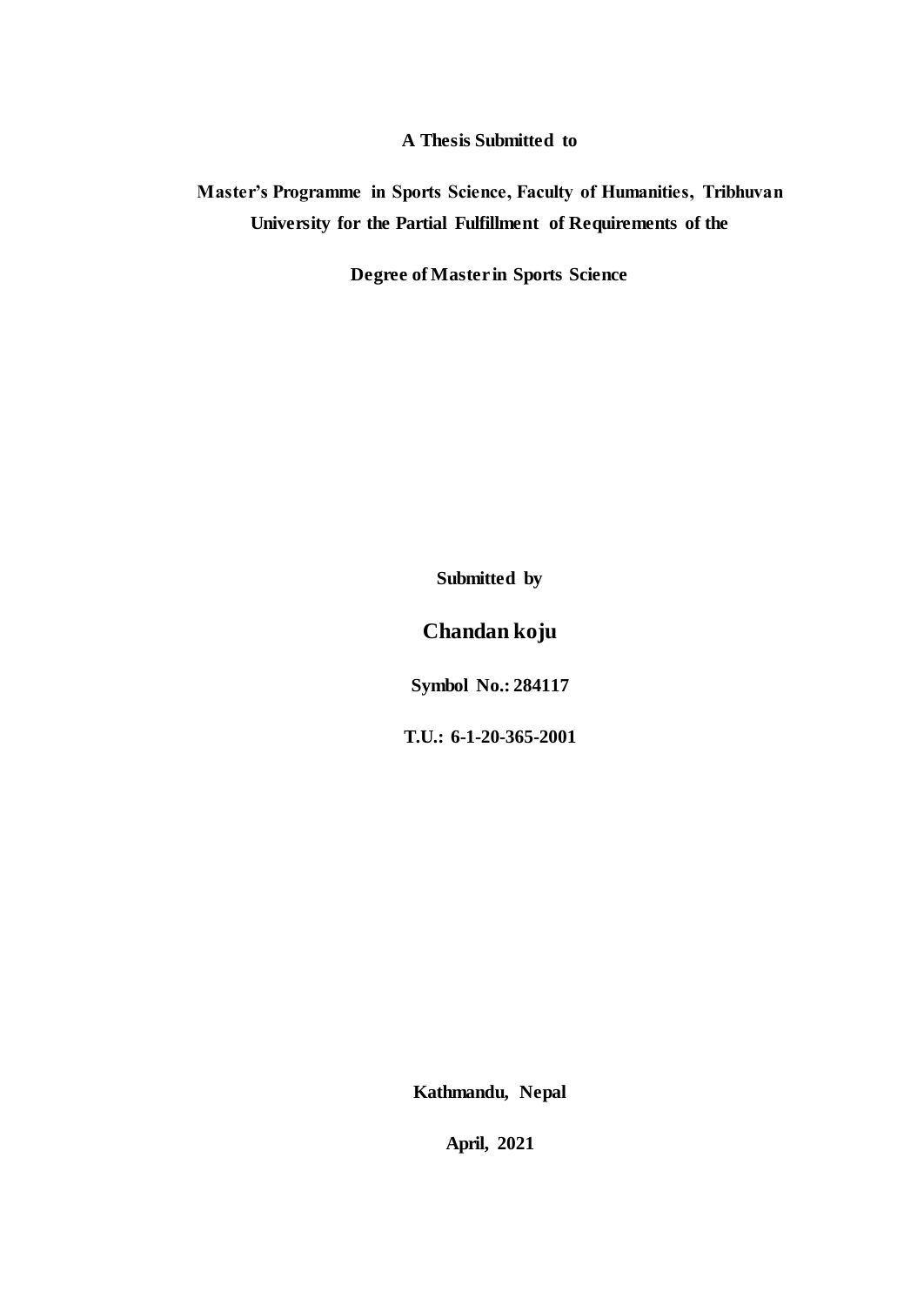**A Thesis Submitted to**

**Master's Programme in Sports Science, Faculty of Humanities, Tribhuvan University for the Partial Fulfillment of Requirements of the**

**Degree of Master in Sports Science**

**Submitted by**

**Chandan koju**

**Symbol No.: 284117**

**T.U.: 6-1-20-365-2001**

**Kathmandu, Nepal**

**April, 2021**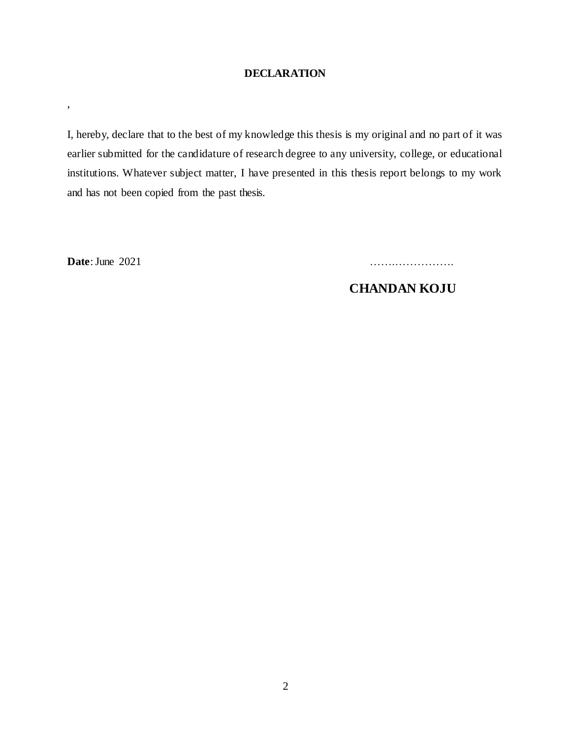# DECLARATION

,

I, hereby, declare that to the best of my knowledge this thesis is my original and no part of it was earlier submitted for the candidature of research degree to any university, college, or educational institutions. Whatever subject matter, I have presented in this thesis report belongs to my work and has not been copied from the past thesis.

**Date**: June 2021

……..…………….

**CHANDAN KOJU**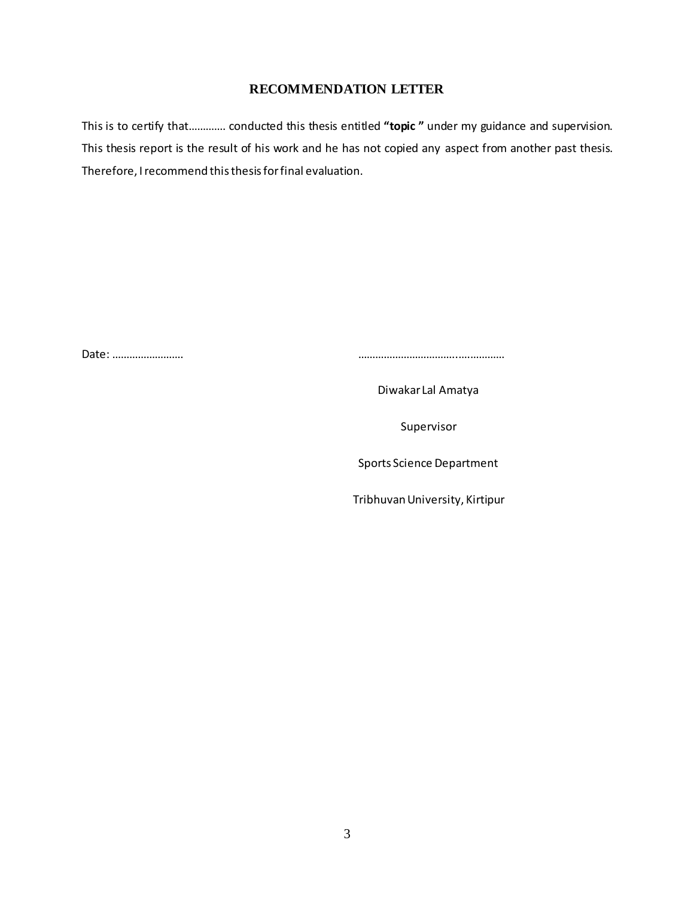# RECOMMENDATION LETTER

This is to certify that………… conducted this thesis entitled **"topic "** under my guidance and supervision. This thesis report is the result of his work and he has not copied any aspect from another past thesis. Therefore, I recommend this thesis for final evaluation.

Date: …………………….

……………………………..…………..

Diwakar Lal Amatya

Supervisor

Sports Science Department

Tribhuvan University, Kirtipur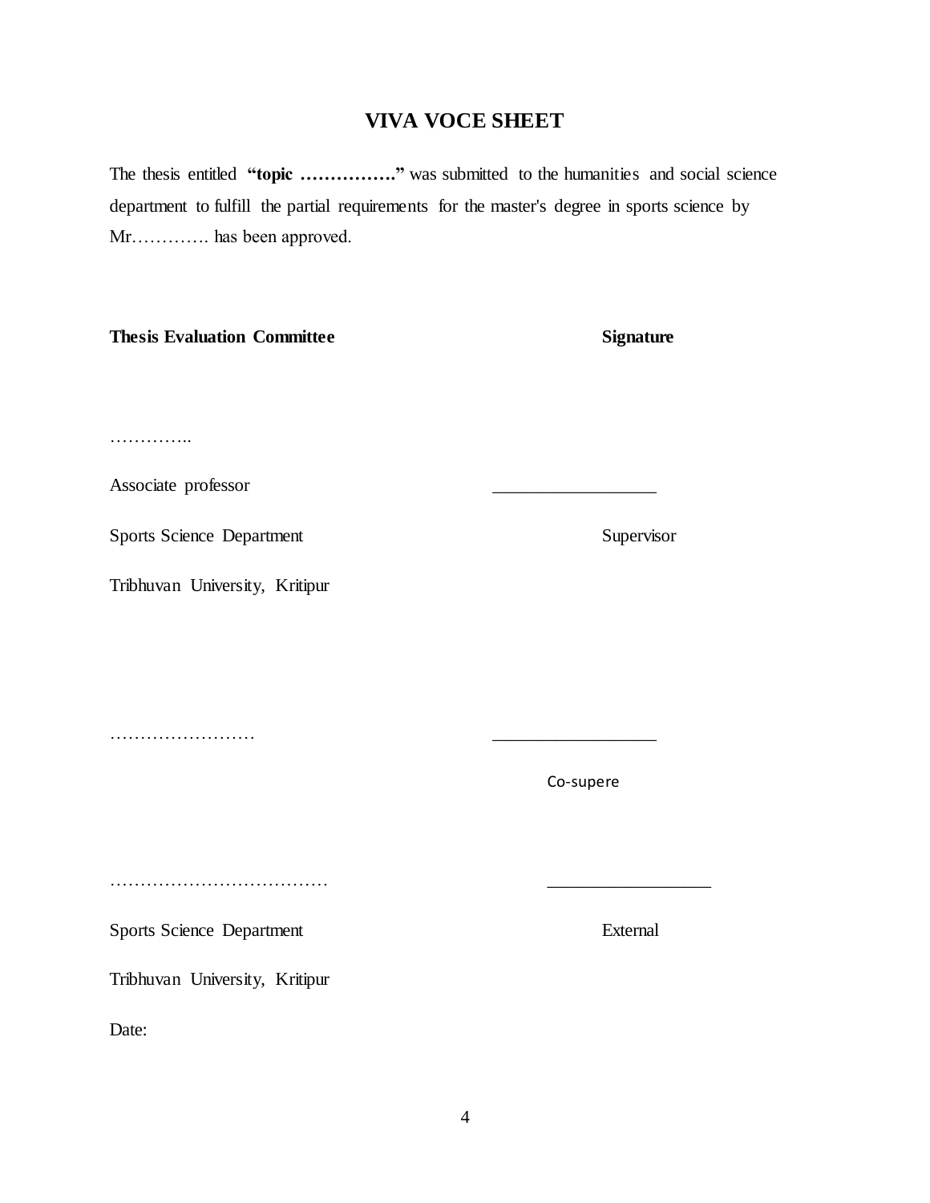## VIVA VOCE SHEET

The thesis entitled **"topic ……………."** was submitted to the humanities and social science department to fulfill the partial requirements for the master's degree in sports science by Mr…………. has been approved.

**Thesis Evaluation Committee** **Signature**

…………..

Associate professor ________________

Sports Science Department Supervisor

Tribhuvan University, Kritipur

…………………… ________________

Co-supere

……………………………… ________________

Sports Science Department External

Tribhuvan University, Kritipur

Date: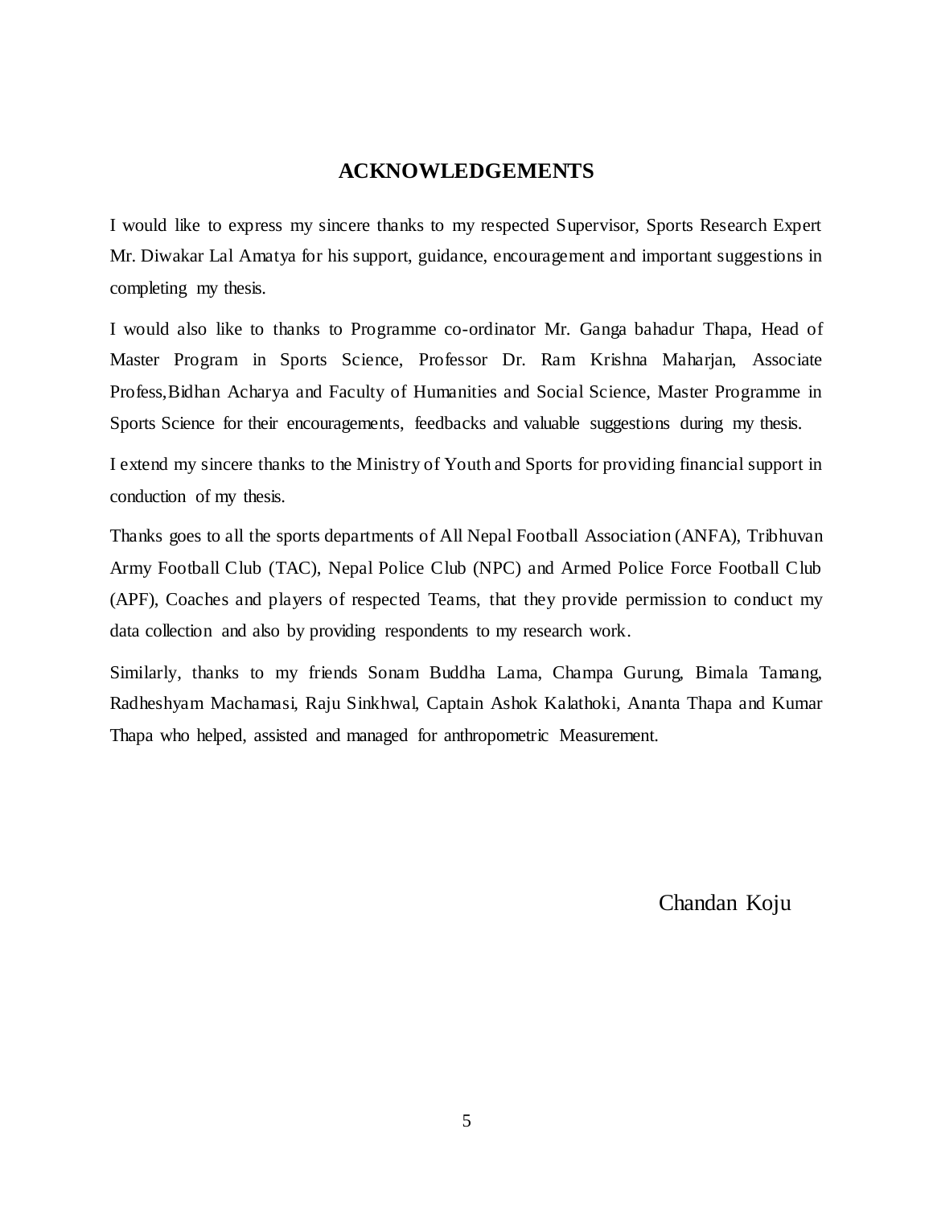## ACKNOWLEDGEMENTS

I would like to express my sincere thanks to my respected Supervisor, Sports Research Expert Mr. Diwakar Lal Amatya for his support, guidance, encouragement and important suggestions in completing my thesis.

I would also like to thanks to Programme co-ordinator Mr. Ganga bahadur Thapa, Head of Master Program in Sports Science, Professor Dr. Ram Krishna Maharjan, Associate Profess,Bidhan Acharya and Faculty of Humanities and Social Science, Master Programme in Sports Science for their encouragements, feedbacks and valuable suggestions during my thesis.

I extend my sincere thanks to the Ministry of Youth and Sports for providing financial support in conduction of my thesis.

Thanks goes to all the sports departments of All Nepal Football Association (ANFA), Tribhuvan Army Football Club (TAC), Nepal Police Club (NPC) and Armed Police Force Football Club (APF), Coaches and players of respected Teams, that they provide permission to conduct my data collection and also by providing respondents to my research work.

Similarly, thanks to my friends Sonam Buddha Lama, Champa Gurung, Bimala Tamang, Radheshyam Machamasi, Raju Sinkhwal, Captain Ashok Kalathoki, Ananta Thapa and Kumar Thapa who helped, assisted and managed for anthropometric Measurement.

Chandan Koju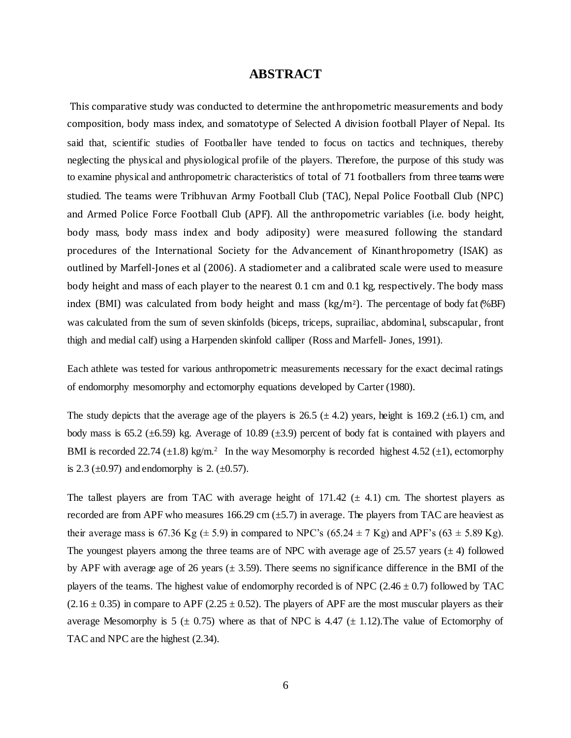# ABSTRACT

This comparative study was conducted to determine the anthropometric measurements and body composition, body mass index, and somatotype of Selected A division football Player of Nepal. Its said that, scientific studies of Footballer have tended to focus on tactics and techniques, thereby neglecting the physical and physiological profile of the players. Therefore, the purpose of this study was to examine physical and anthropometric characteristics of total of 71 footballers from three teams were studied. The teams were Tribhuvan Army Football Club (TAC), Nepal Police Football Club (NPC) and Armed Police Force Football Club (APF). All the anthropometric variables (i.e. body height, body mass, body mass index and body adiposity) were measured following the standard procedures of the International Society for the Advancement of Kinanthropometry (ISAK) as outlined by Marfell-Jones et al (2006). A stadiometer and a calibrated scale were used to measure body height and mass of each player to the nearest 0.1 cm and 0.1 kg, respectively. The body mass index (BMI) was calculated from body height and mass ($kg/m^2$). The percentage of body fat (%BF) was calculated from the sum of seven skinfolds (biceps, triceps, suprailiac, abdominal, subscapular, front thigh and medial calf) using a Harpenden skinfold calliper (Ross and Marfell- Jones, 1991).

Each athlete was tested for various anthropometric measurements necessary for the exact decimal ratings of endomorphy mesomorphy and ectomorphy equations developed by Carter (1980).

The study depicts that the average age of the players is 26.5 (± 4.2) years, height is 169.2 (±6.1) cm, and body mass is 65.2 (±6.59) kg. Average of 10.89 (±3.9) percent of body fat is contained with players and BMI is recorded 22.74 (±1.8) $kg/m.^2$ In the way Mesomorphy is recorded highest 4.52 (±1), ectomorphy is 2.3 (±0.97) and endomorphy is 2. (±0.57).

The tallest players are from TAC with average height of 171.42 (± 4.1) cm. The shortest players as recorded are from APF who measures 166.29 cm (±5.7) in average. The players from TAC are heaviest as their average mass is 67.36 Kg (± 5.9) in compared to NPC's (65.24 ± 7 Kg) and APF's (63 ± 5.89 Kg). The youngest players among the three teams are of NPC with average age of 25.57 years (± 4) followed by APF with average age of 26 years (± 3.59). There seems no significance difference in the BMI of the players of the teams. The highest value of endomorphy recorded is of NPC (2.46 ± 0.7) followed by TAC (2.16 ± 0.35) in compare to APF (2.25 ± 0.52). The players of APF are the most muscular players as their average Mesomorphy is 5 (± 0.75) where as that of NPC is 4.47 (± 1.12).The value of Ectomorphy of TAC and NPC are the highest (2.34).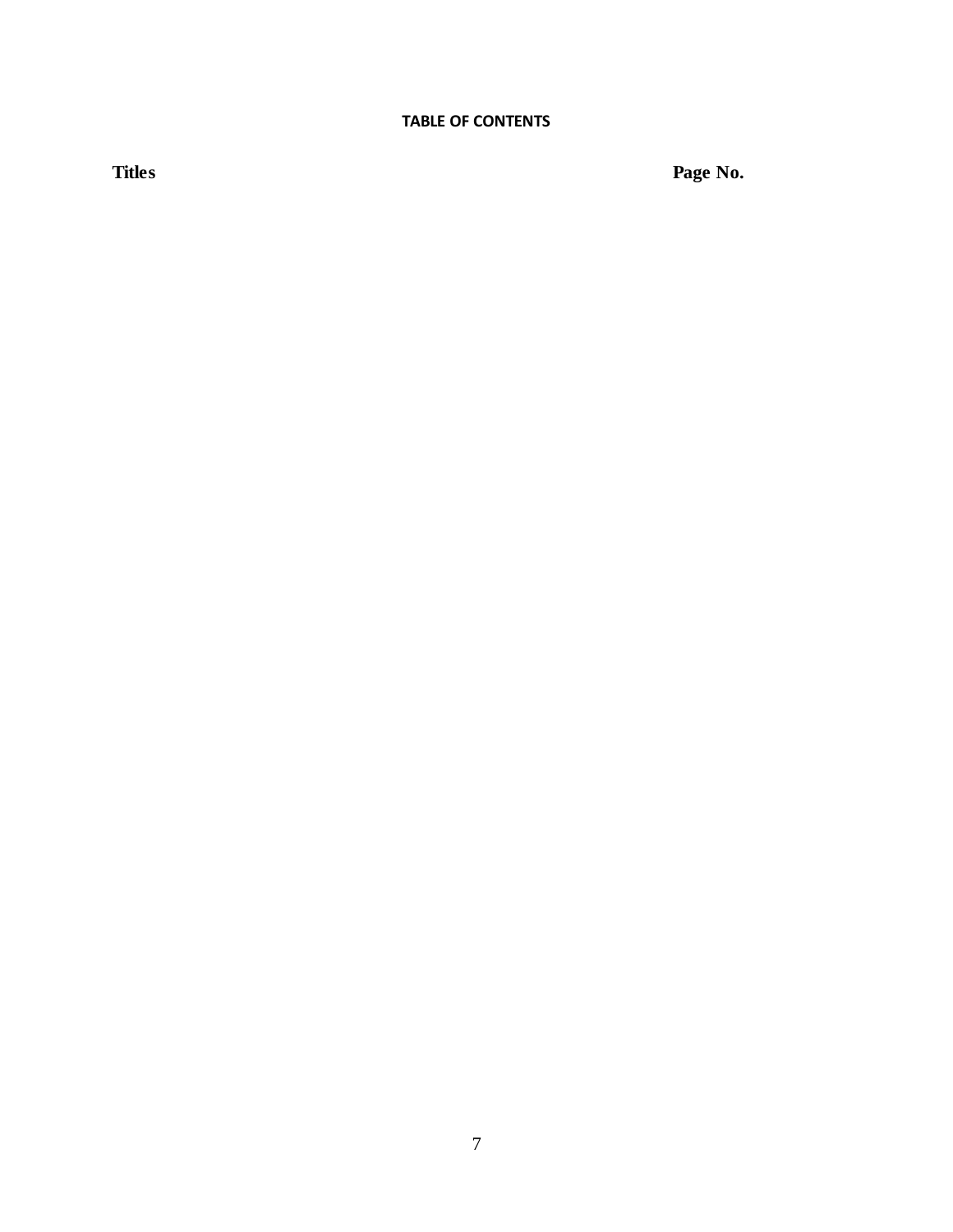## TABLE OF CONTENTS

| Titles | Page No. |
| --- | --- |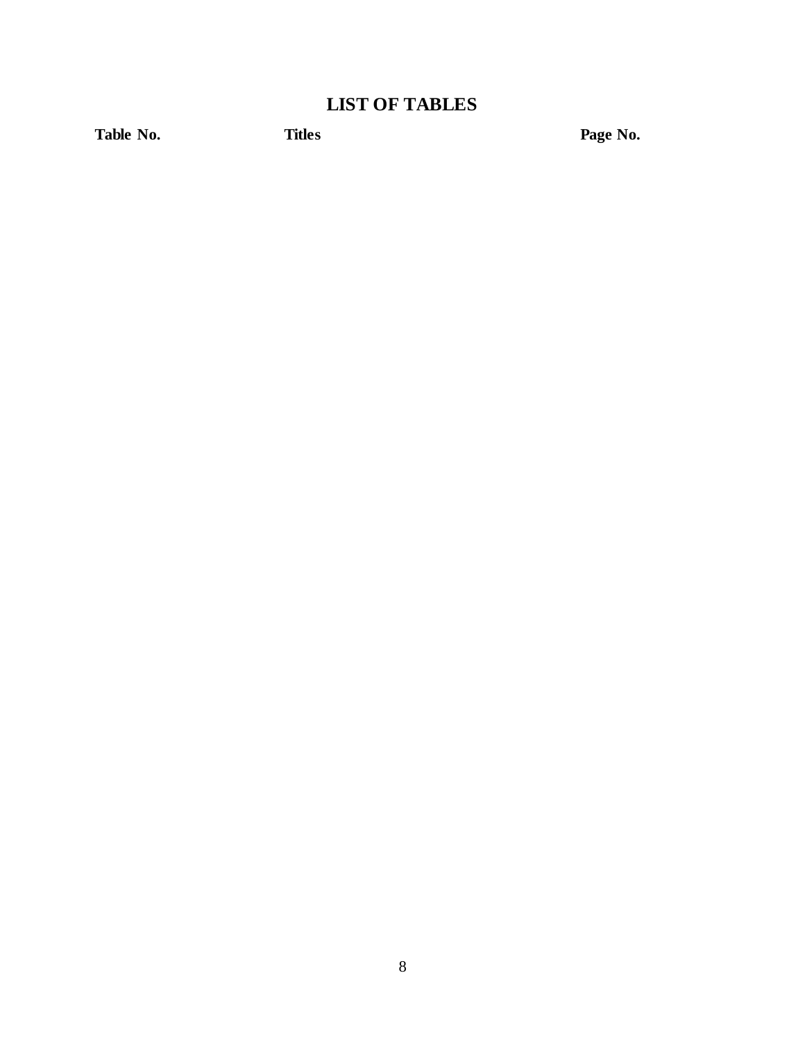# LIST OF TABLES

| Table No. | Titles | Page No. |
|---|---|---|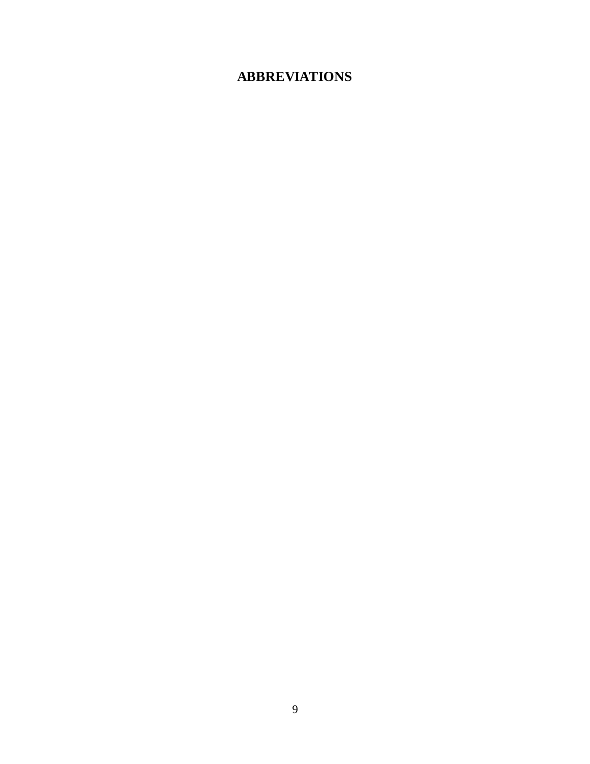# ABBREVIATIONS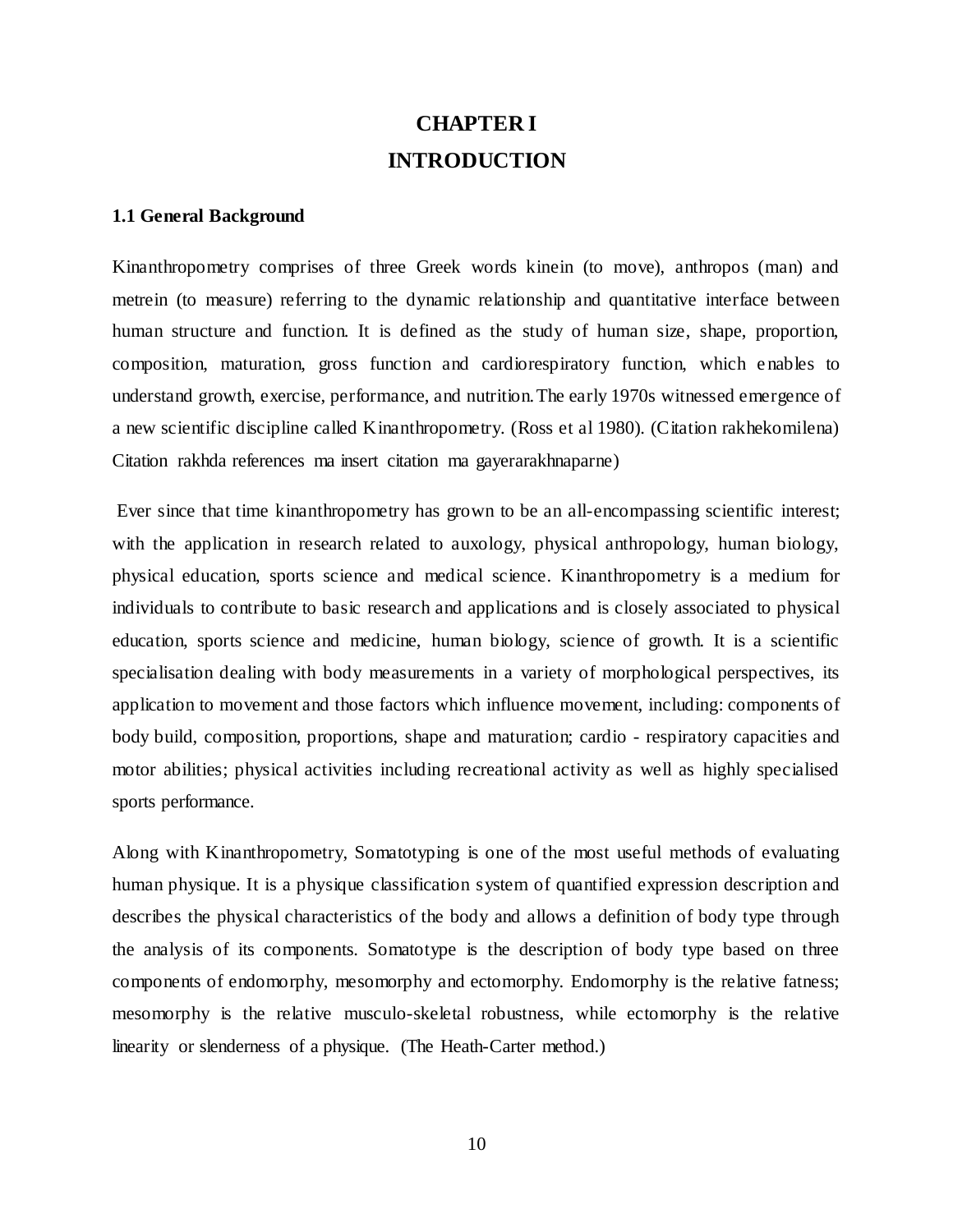# CHAPTER I

# INTRODUCTION

## 1.1 General Background

Kinanthropometry comprises of three Greek words kinein (to move), anthropos (man) and metrein (to measure) referring to the dynamic relationship and quantitative interface between human structure and function. It is defined as the study of human size, shape, proportion, composition, maturation, gross function and cardiorespiratory function, which enables to understand growth, exercise, performance, and nutrition.The early 1970s witnessed emergence of a new scientific discipline called Kinanthropometry. (Ross et al 1980). (Citation rakhekomilena) Citation rakhda references ma insert citation ma gayerarakhnaparne)

Ever since that time kinanthropometry has grown to be an all-encompassing scientific interest; with the application in research related to auxology, physical anthropology, human biology, physical education, sports science and medical science. Kinanthropometry is a medium for individuals to contribute to basic research and applications and is closely associated to physical education, sports science and medicine, human biology, science of growth. It is a scientific specialisation dealing with body measurements in a variety of morphological perspectives, its application to movement and those factors which influence movement, including: components of body build, composition, proportions, shape and maturation; cardio - respiratory capacities and motor abilities; physical activities including recreational activity as well as highly specialised sports performance.

Along with Kinanthropometry, Somatotyping is one of the most useful methods of evaluating human physique. It is a physique classification system of quantified expression description and describes the physical characteristics of the body and allows a definition of body type through the analysis of its components. Somatotype is the description of body type based on three components of endomorphy, mesomorphy and ectomorphy. Endomorphy is the relative fatness; mesomorphy is the relative musculo-skeletal robustness, while ectomorphy is the relative linearity or slenderness of a physique. (The Heath-Carter method.)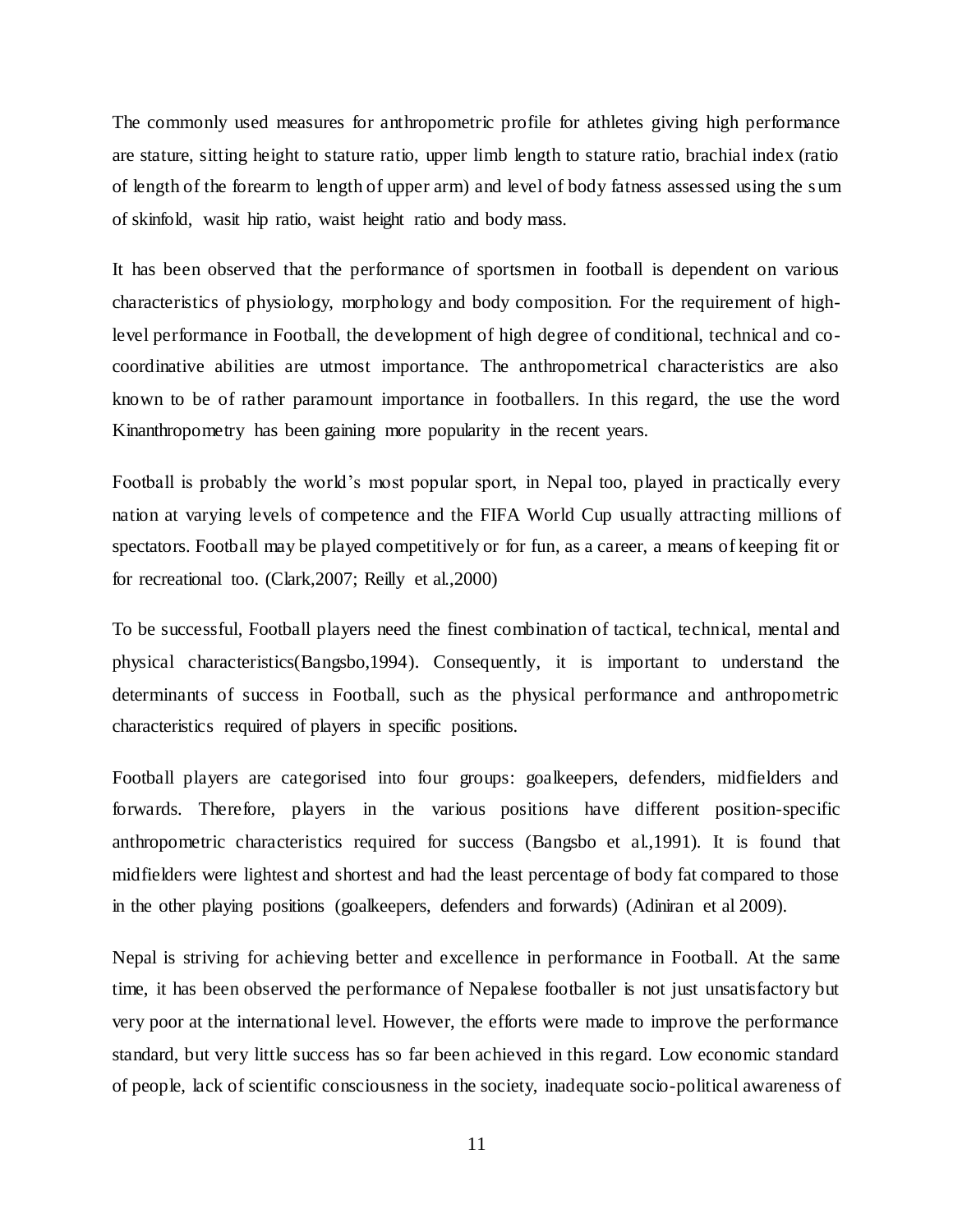The commonly used measures for anthropometric profile for athletes giving high performance are stature, sitting height to stature ratio, upper limb length to stature ratio, brachial index (ratio of length of the forearm to length of upper arm) and level of body fatness assessed using the sum of skinfold, wasit hip ratio, waist height ratio and body mass.

It has been observed that the performance of sportsmen in football is dependent on various characteristics of physiology, morphology and body composition. For the requirement of high-level performance in Football, the development of high degree of conditional, technical and co-coordinative abilities are utmost importance. The anthropometrical characteristics are also known to be of rather paramount importance in footballers. In this regard, the use the word Kinanthropometry has been gaining more popularity in the recent years.

Football is probably the world's most popular sport, in Nepal too, played in practically every nation at varying levels of competence and the FIFA World Cup usually attracting millions of spectators. Football may be played competitively or for fun, as a career, a means of keeping fit or for recreational too. (Clark,2007; Reilly et al.,2000)

To be successful, Football players need the finest combination of tactical, technical, mental and physical characteristics(Bangsbo,1994). Consequently, it is important to understand the determinants of success in Football, such as the physical performance and anthropometric characteristics required of players in specific positions.

Football players are categorised into four groups: goalkeepers, defenders, midfielders and forwards. Therefore, players in the various positions have different position-specific anthropometric characteristics required for success (Bangsbo et al.,1991). It is found that midfielders were lightest and shortest and had the least percentage of body fat compared to those in the other playing positions (goalkeepers, defenders and forwards) (Adiniran et al 2009).

Nepal is striving for achieving better and excellence in performance in Football. At the same time, it has been observed the performance of Nepalese footballer is not just unsatisfactory but very poor at the international level. However, the efforts were made to improve the performance standard, but very little success has so far been achieved in this regard. Low economic standard of people, lack of scientific consciousness in the society, inadequate socio-political awareness of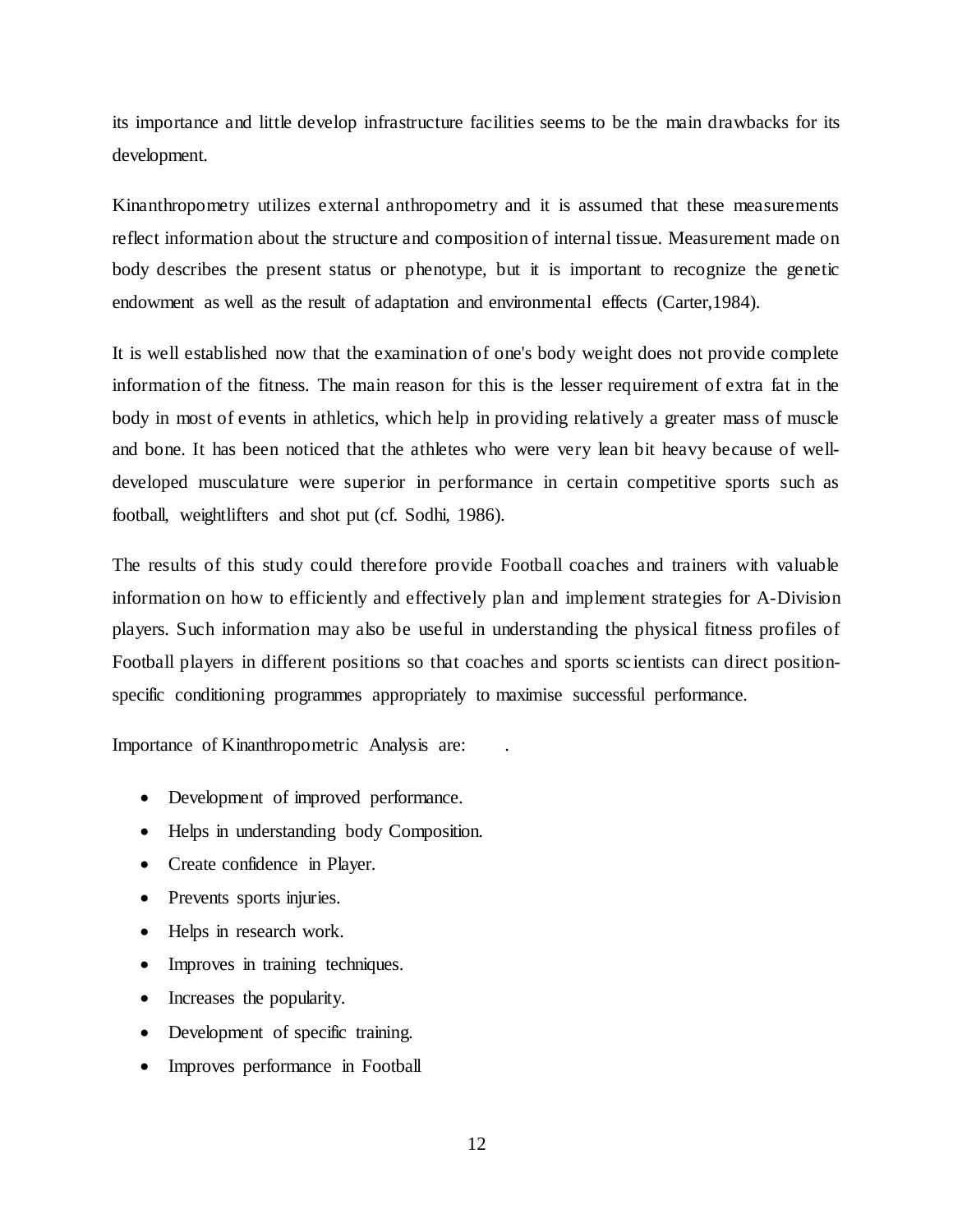its importance and little develop infrastructure facilities seems to be the main drawbacks for its development.

Kinanthropometry utilizes external anthropometry and it is assumed that these measurements reflect information about the structure and composition of internal tissue. Measurement made on body describes the present status or phenotype, but it is important to recognize the genetic endowment as well as the result of adaptation and environmental effects (Carter,1984).

It is well established now that the examination of one's body weight does not provide complete information of the fitness. The main reason for this is the lesser requirement of extra fat in the body in most of events in athletics, which help in providing relatively a greater mass of muscle and bone. It has been noticed that the athletes who were very lean bit heavy because of well-developed musculature were superior in performance in certain competitive sports such as football, weightlifters and shot put (cf. Sodhi, 1986).

The results of this study could therefore provide Football coaches and trainers with valuable information on how to efficiently and effectively plan and implement strategies for A-Division players. Such information may also be useful in understanding the physical fitness profiles of Football players in different positions so that coaches and sports scientists can direct position-specific conditioning programmes appropriately to maximise successful performance.

Importance of Kinanthropometric Analysis are: .

- Development of improved performance.
- Helps in understanding body Composition.
- Create confidence in Player.
- Prevents sports injuries.
- Helps in research work.
- Improves in training techniques.
- Increases the popularity.
- Development of specific training.
- Improves performance in Football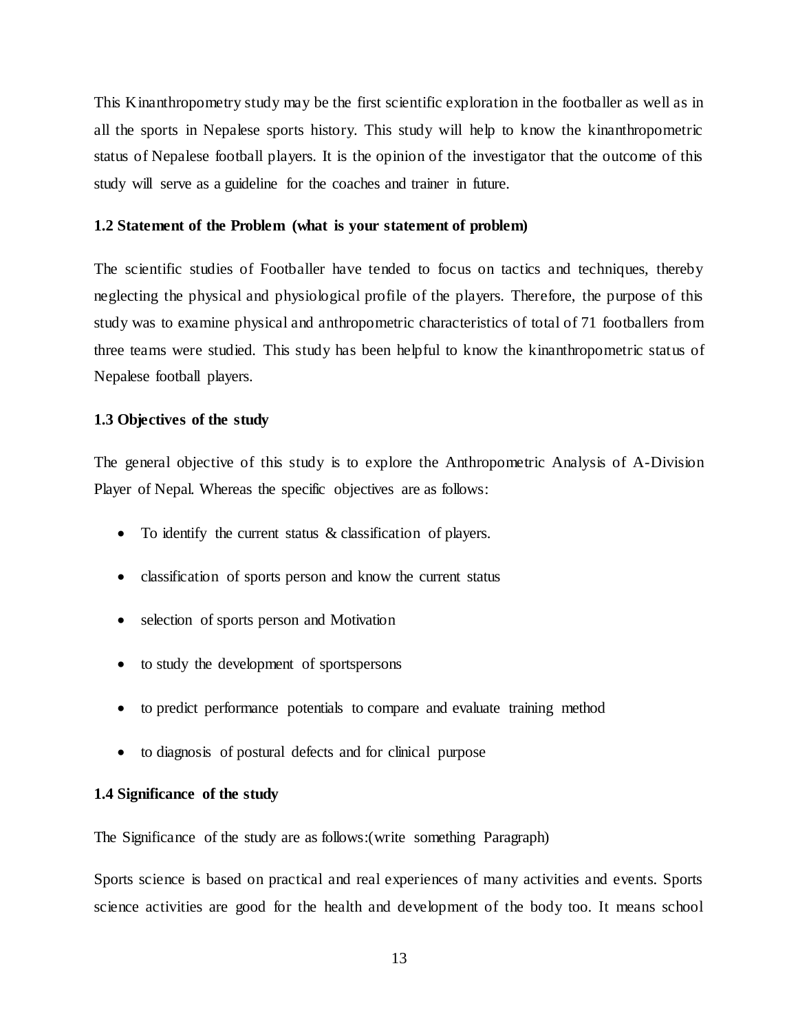This Kinanthropometry study may be the first scientific exploration in the footballer as well as in all the sports in Nepalese sports history. This study will help to know the kinanthropometric status of Nepalese football players. It is the opinion of the investigator that the outcome of this study will serve as a guideline for the coaches and trainer in future.

### 1.2 Statement of the Problem (what is your statement of problem)

The scientific studies of Footballer have tended to focus on tactics and techniques, thereby neglecting the physical and physiological profile of the players. Therefore, the purpose of this study was to examine physical and anthropometric characteristics of total of 71 footballers from three teams were studied. This study has been helpful to know the kinanthropometric status of Nepalese football players.

### 1.3 Objectives of the study

The general objective of this study is to explore the Anthropometric Analysis of A-Division Player of Nepal. Whereas the specific objectives are as follows:

- To identify the current status & classification of players.
- classification of sports person and know the current status
- selection of sports person and Motivation
- to study the development of sportspersons
- to predict performance potentials to compare and evaluate training method
- to diagnosis of postural defects and for clinical purpose

### 1.4 Significance of the study

The Significance of the study are as follows:(write something Paragraph)

Sports science is based on practical and real experiences of many activities and events. Sports science activities are good for the health and development of the body too. It means school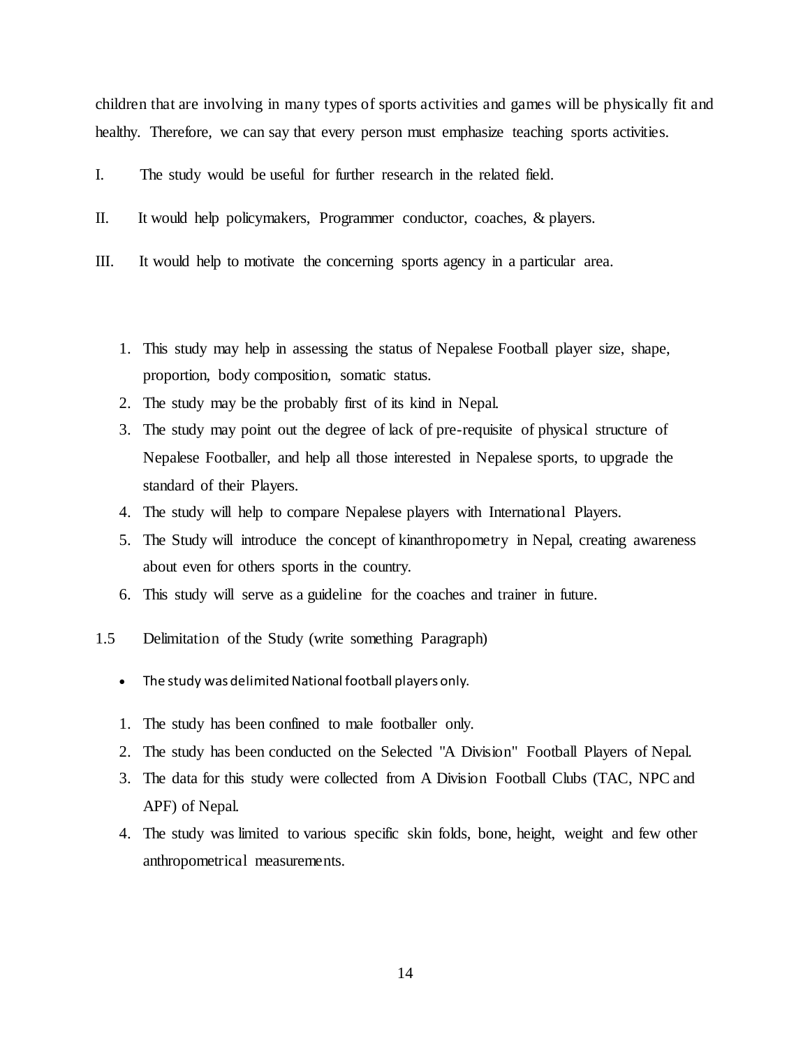children that are involving in many types of sports activities and games will be physically fit and healthy. Therefore, we can say that every person must emphasize teaching sports activities.

I. The study would be useful for further research in the related field.

II. It would help policymakers, Programmer conductor, coaches, & players.

III. It would help to motivate the concerning sports agency in a particular area.

1. This study may help in assessing the status of Nepalese Football player size, shape, proportion, body composition, somatic status.
2. The study may be the probably first of its kind in Nepal.
3. The study may point out the degree of lack of pre-requisite of physical structure of Nepalese Footballer, and help all those interested in Nepalese sports, to upgrade the standard of their Players.
4. The study will help to compare Nepalese players with International Players.
5. The Study will introduce the concept of kinanthropometry in Nepal, creating awareness about even for others sports in the country.
6. This study will serve as a guideline for the coaches and trainer in future.

## 1.5 Delimitation of the Study (write something Paragraph)

- The study was delimited National football players only.

1. The study has been confined to male footballer only.
2. The study has been conducted on the Selected "A Division" Football Players of Nepal.
3. The data for this study were collected from A Division Football Clubs (TAC, NPC and APF) of Nepal.
4. The study was limited to various specific skin folds, bone, height, weight and few other anthropometrical measurements.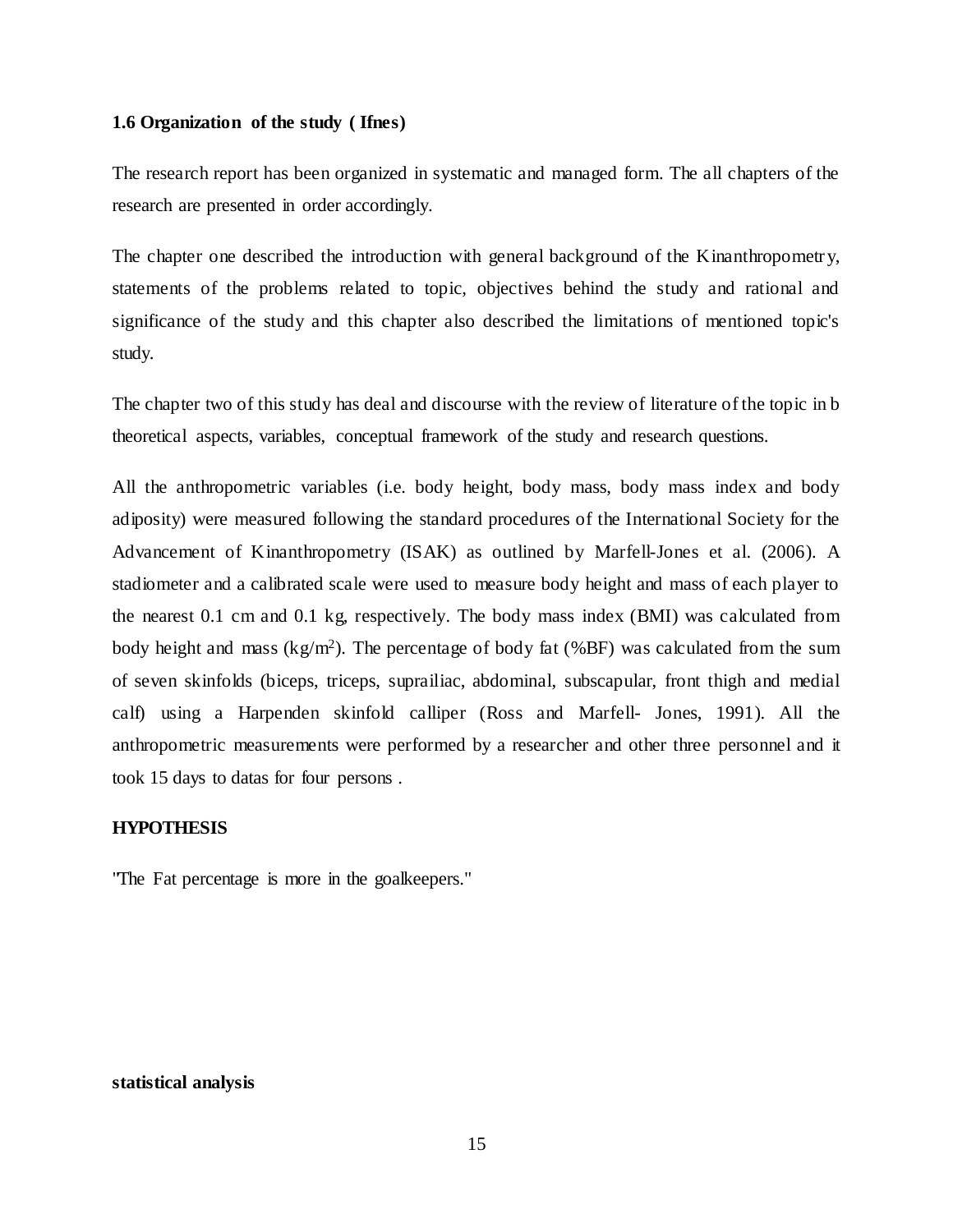### 1.6 Organization of the study ( Ifnes)

The research report has been organized in systematic and managed form. The all chapters of the research are presented in order accordingly.

The chapter one described the introduction with general background of the Kinanthropometry, statements of the problems related to topic, objectives behind the study and rational and significance of the study and this chapter also described the limitations of mentioned topic's study.

The chapter two of this study has deal and discourse with the review of literature of the topic in b theoretical aspects, variables, conceptual framework of the study and research questions.

All the anthropometric variables (i.e. body height, body mass, body mass index and body adiposity) were measured following the standard procedures of the International Society for the Advancement of Kinanthropometry (ISAK) as outlined by Marfell-Jones et al. (2006). A stadiometer and a calibrated scale were used to measure body height and mass of each player to the nearest 0.1 cm and 0.1 kg, respectively. The body mass index (BMI) was calculated from body height and mass ($kg/m^2$). The percentage of body fat (%BF) was calculated from the sum of seven skinfolds (biceps, triceps, suprailiac, abdominal, subscapular, front thigh and medial calf) using a Harpenden skinfold calliper (Ross and Marfell- Jones, 1991). All the anthropometric measurements were performed by a researcher and other three personnel and it took 15 days to datas for four persons .

### HYPOTHESIS

"The Fat percentage is more in the goalkeepers."

### statistical analysis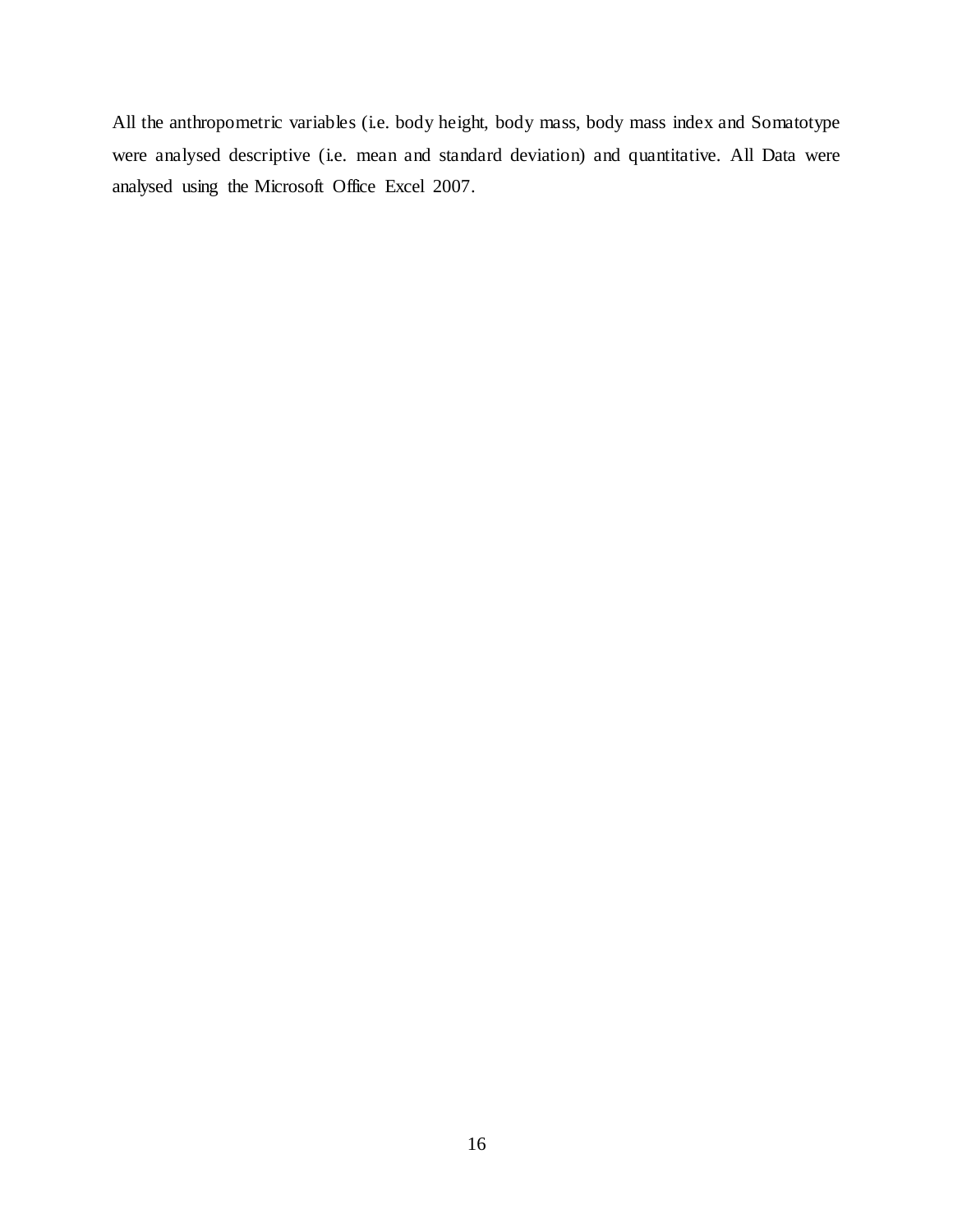All the anthropometric variables (i.e. body height, body mass, body mass index and Somatotype were analysed descriptive (i.e. mean and standard deviation) and quantitative. All Data were analysed using the Microsoft Office Excel 2007.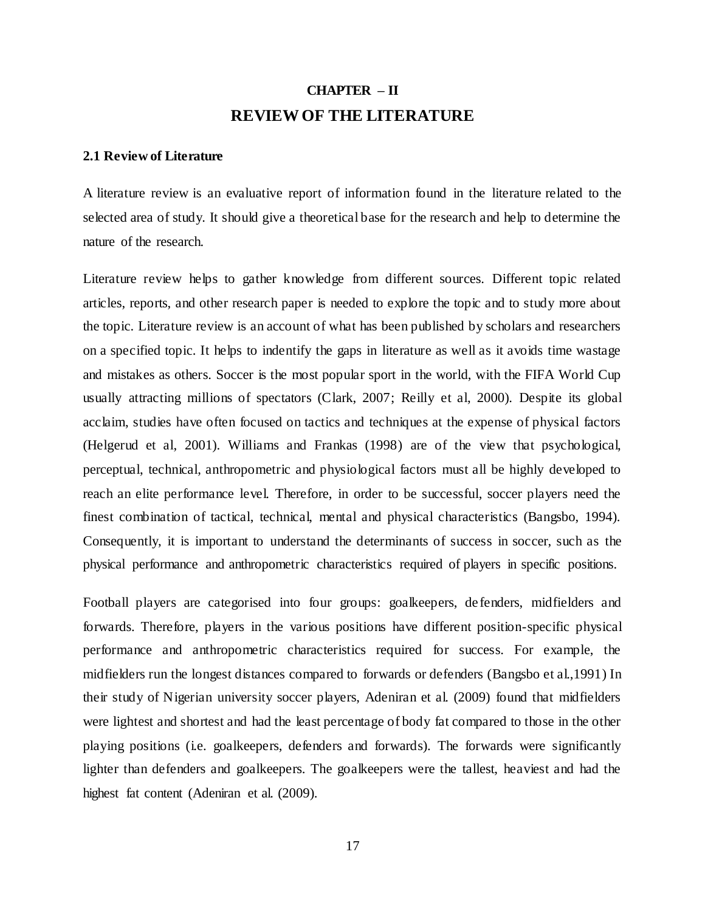# CHAPTER – II

# REVIEW OF THE LITERATURE

## 2.1 Review of Literature

A literature review is an evaluative report of information found in the literature related to the selected area of study. It should give a theoretical base for the research and help to determine the nature of the research.

Literature review helps to gather knowledge from different sources. Different topic related articles, reports, and other research paper is needed to explore the topic and to study more about the topic. Literature review is an account of what has been published by scholars and researchers on a specified topic. It helps to indentify the gaps in literature as well as it avoids time wastage and mistakes as others. Soccer is the most popular sport in the world, with the FIFA World Cup usually attracting millions of spectators (Clark, 2007; Reilly et al, 2000). Despite its global acclaim, studies have often focused on tactics and techniques at the expense of physical factors (Helgerud et al, 2001). Williams and Frankas (1998) are of the view that psychological, perceptual, technical, anthropometric and physiological factors must all be highly developed to reach an elite performance level. Therefore, in order to be successful, soccer players need the finest combination of tactical, technical, mental and physical characteristics (Bangsbo, 1994). Consequently, it is important to understand the determinants of success in soccer, such as the physical performance and anthropometric characteristics required of players in specific positions.

Football players are categorised into four groups: goalkeepers, defenders, midfielders and forwards. Therefore, players in the various positions have different position-specific physical performance and anthropometric characteristics required for success. For example, the midfielders run the longest distances compared to forwards or defenders (Bangsbo et al.,1991) In their study of Nigerian university soccer players, Adeniran et al. (2009) found that midfielders were lightest and shortest and had the least percentage of body fat compared to those in the other playing positions (i.e. goalkeepers, defenders and forwards). The forwards were significantly lighter than defenders and goalkeepers. The goalkeepers were the tallest, heaviest and had the highest fat content (Adeniran et al. (2009).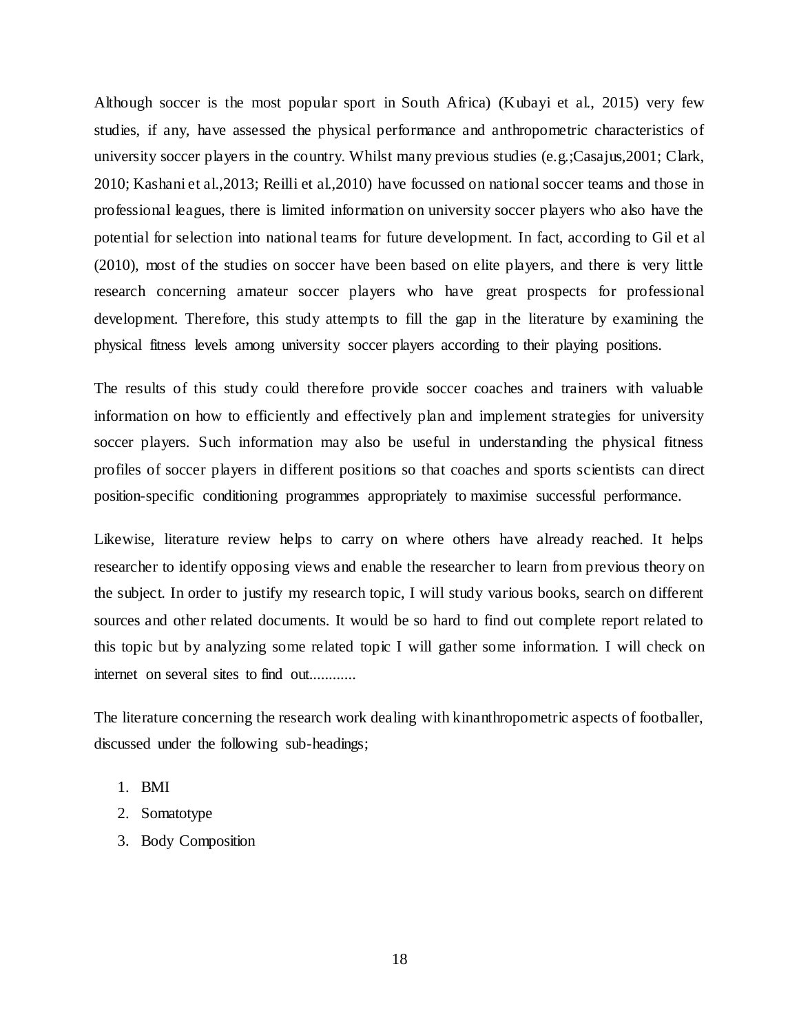Although soccer is the most popular sport in South Africa) (Kubayi et al., 2015) very few studies, if any, have assessed the physical performance and anthropometric characteristics of university soccer players in the country. Whilst many previous studies (e.g.;Casajus,2001; Clark, 2010; Kashani et al.,2013; Reilli et al.,2010) have focussed on national soccer teams and those in professional leagues, there is limited information on university soccer players who also have the potential for selection into national teams for future development. In fact, according to Gil et al (2010), most of the studies on soccer have been based on elite players, and there is very little research concerning amateur soccer players who have great prospects for professional development. Therefore, this study attempts to fill the gap in the literature by examining the physical fitness levels among university soccer players according to their playing positions.

The results of this study could therefore provide soccer coaches and trainers with valuable information on how to efficiently and effectively plan and implement strategies for university soccer players. Such information may also be useful in understanding the physical fitness profiles of soccer players in different positions so that coaches and sports scientists can direct position-specific conditioning programmes appropriately to maximise successful performance.

Likewise, literature review helps to carry on where others have already reached. It helps researcher to identify opposing views and enable the researcher to learn from previous theory on the subject. In order to justify my research topic, I will study various books, search on different sources and other related documents. It would be so hard to find out complete report related to this topic but by analyzing some related topic I will gather some information. I will check on internet on several sites to find out............

The literature concerning the research work dealing with kinanthropometric aspects of footballer, discussed under the following sub-headings;

1. BMI
2. Somatotype
3. Body Composition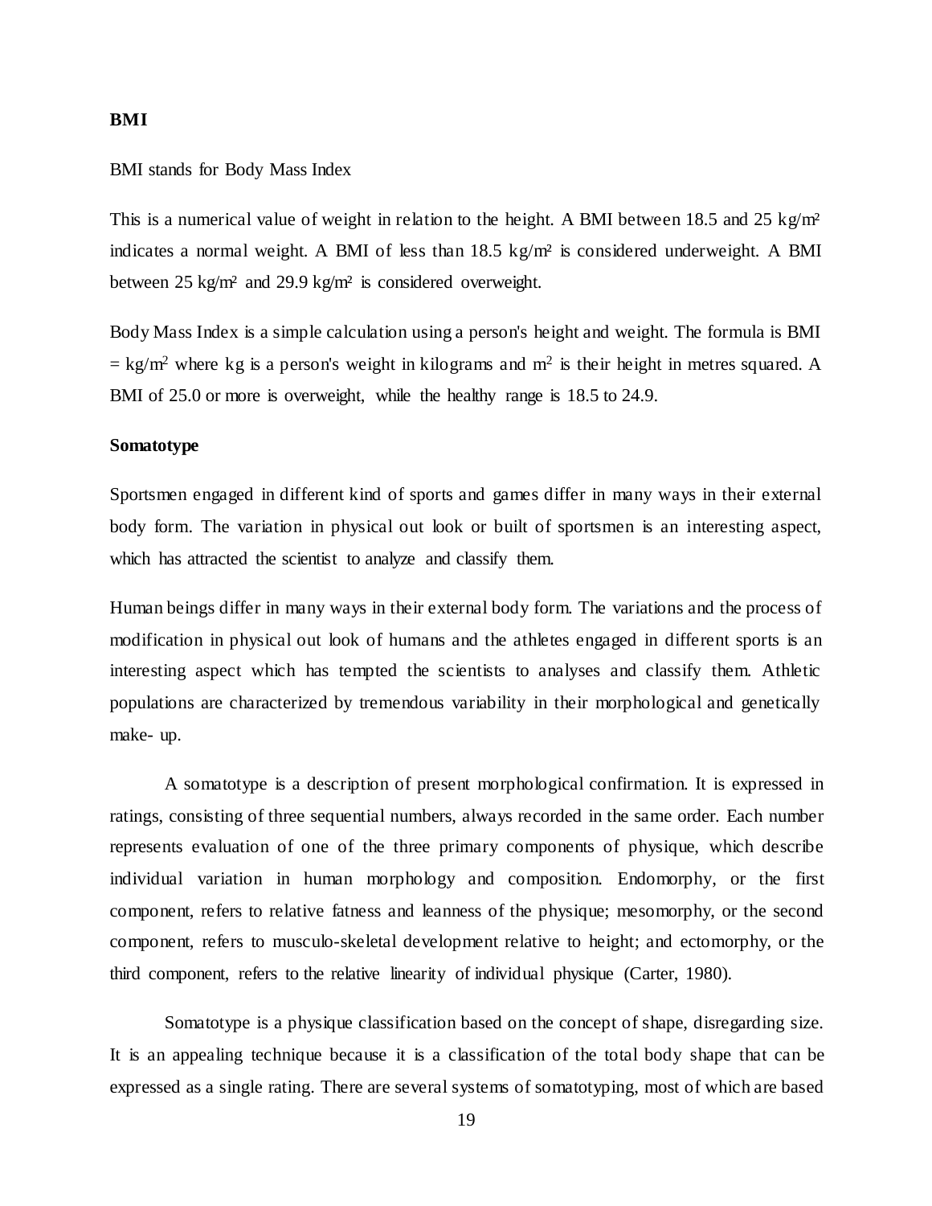**BMI**

BMI stands for Body Mass Index

This is a numerical value of weight in relation to the height. A BMI between 18.5 and 25 $kg/m^2$ indicates a normal weight. A BMI of less than 18.5 $kg/m^2$ is considered underweight. A BMI between 25 $kg/m^2$ and 29.9 $kg/m^2$ is considered overweight.

Body Mass Index is a simple calculation using a person's height and weight. The formula is BMI = $kg/m^2$ where kg is a person's weight in kilograms and $m^2$ is their height in metres squared. A BMI of 25.0 or more is overweight, while the healthy range is 18.5 to 24.9.

**Somatotype**

Sportsmen engaged in different kind of sports and games differ in many ways in their external body form. The variation in physical out look or built of sportsmen is an interesting aspect, which has attracted the scientist to analyze and classify them.

Human beings differ in many ways in their external body form. The variations and the process of modification in physical out look of humans and the athletes engaged in different sports is an interesting aspect which has tempted the scientists to analyses and classify them. Athletic populations are characterized by tremendous variability in their morphological and genetically make- up.

A somatotype is a description of present morphological confirmation. It is expressed in ratings, consisting of three sequential numbers, always recorded in the same order. Each number represents evaluation of one of the three primary components of physique, which describe individual variation in human morphology and composition. Endomorphy, or the first component, refers to relative fatness and leanness of the physique; mesomorphy, or the second component, refers to musculo-skeletal development relative to height; and ectomorphy, or the third component, refers to the relative linearity of individual physique (Carter, 1980).

Somatotype is a physique classification based on the concept of shape, disregarding size. It is an appealing technique because it is a classification of the total body shape that can be expressed as a single rating. There are several systems of somatotyping, most of which are based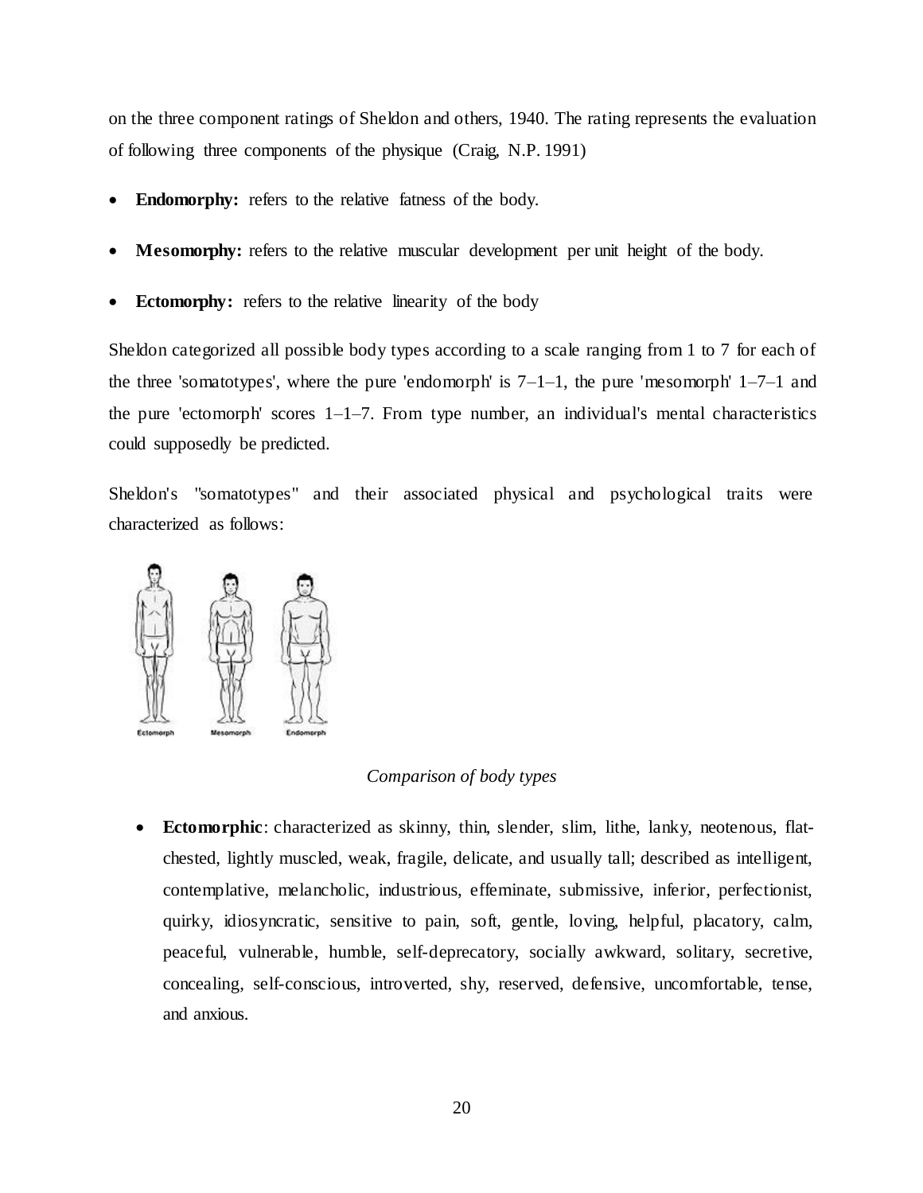on the three component ratings of Sheldon and others, 1940. The rating represents the evaluation of following three components of the physique (Craig, N.P. 1991)

- **Endomorphy:** refers to the relative fatness of the body.
- **Mesomorphy:** refers to the relative muscular development per unit height of the body.
- **Ectomorphy:** refers to the relative linearity of the body

Sheldon categorized all possible body types according to a scale ranging from 1 to 7 for each of the three 'somatotypes', where the pure 'endomorph' is 7–1–1, the pure 'mesomorph' 1–7–1 and the pure 'ectomorph' scores 1–1–7. From type number, an individual's mental characteristics could supposedly be predicted.

Sheldon's "somatotypes" and their associated physical and psychological traits were characterized as follows:

Ectomorph Mesomorph Endomorph

*Comparison of body types*

- **Ectomorphic**: characterized as skinny, thin, slender, slim, lithe, lanky, neotenous, flat-chested, lightly muscled, weak, fragile, delicate, and usually tall; described as intelligent, contemplative, melancholic, industrious, effeminate, submissive, inferior, perfectionist, quirky, idiosyncratic, sensitive to pain, soft, gentle, loving, helpful, placatory, calm, peaceful, vulnerable, humble, self-deprecatory, socially awkward, solitary, secretive, concealing, self-conscious, introverted, shy, reserved, defensive, uncomfortable, tense, and anxious.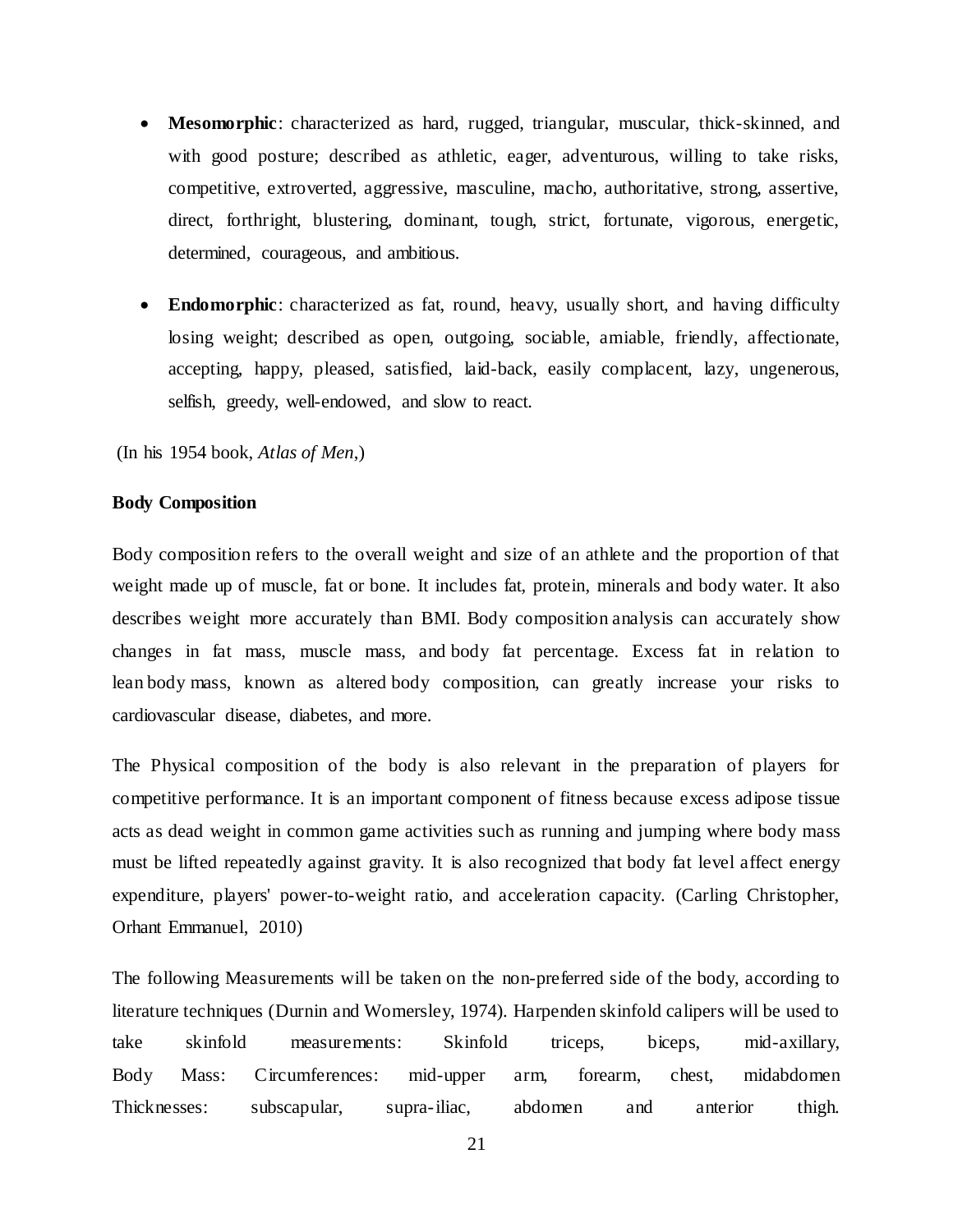- **Mesomorphic**: characterized as hard, rugged, triangular, muscular, thick-skinned, and with good posture; described as athletic, eager, adventurous, willing to take risks, competitive, extroverted, aggressive, masculine, macho, authoritative, strong, assertive, direct, forthright, blustering, dominant, tough, strict, fortunate, vigorous, energetic, determined, courageous, and ambitious.

- **Endomorphic**: characterized as fat, round, heavy, usually short, and having difficulty losing weight; described as open, outgoing, sociable, amiable, friendly, affectionate, accepting, happy, pleased, satisfied, laid-back, easily complacent, lazy, ungenerous, selfish, greedy, well-endowed, and slow to react.

(In his 1954 book, *Atlas of Men*,)

**Body Composition**

Body composition refers to the overall weight and size of an athlete and the proportion of that weight made up of muscle, fat or bone. It includes fat, protein, minerals and body water. It also describes weight more accurately than BMI. Body composition analysis can accurately show changes in fat mass, muscle mass, and body fat percentage. Excess fat in relation to lean body mass, known as altered body composition, can greatly increase your risks to cardiovascular disease, diabetes, and more.

The Physical composition of the body is also relevant in the preparation of players for competitive performance. It is an important component of fitness because excess adipose tissue acts as dead weight in common game activities such as running and jumping where body mass must be lifted repeatedly against gravity. It is also recognized that body fat level affect energy expenditure, players' power-to-weight ratio, and acceleration capacity. (Carling Christopher, Orhant Emmanuel, 2010)

The following Measurements will be taken on the non-preferred side of the body, according to literature techniques (Durnin and Womersley, 1974). Harpenden skinfold calipers will be used to take skinfold measurements: Skinfold triceps, biceps, mid-axillary, Body Mass: Circumferences: mid-upper arm, forearm, chest, midabdomen Thicknesses: subscapular, supra-iliac, abdomen and anterior thigh.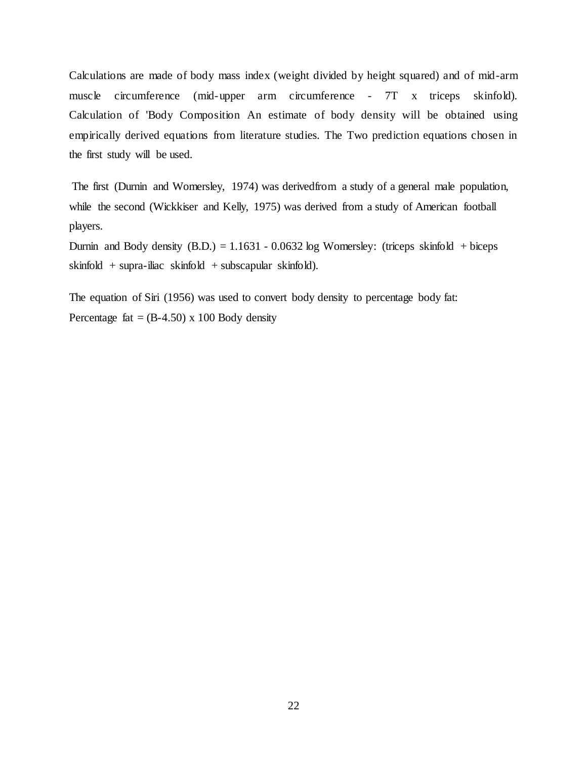Calculations are made of body mass index (weight divided by height squared) and of mid-arm muscle circumference (mid-upper arm circumference - 7T x triceps skinfold). Calculation of 'Body Composition An estimate of body density will be obtained using empirically derived equations from literature studies. The Two prediction equations chosen in the first study will be used.

The first (Durnin and Womersley, 1974) was derivedfrom a study of a general male population, while the second (Wickkiser and Kelly, 1975) was derived from a study of American football players.

Durnin and Body density (B.D.) = 1.1631 - 0.0632 log Womersley: (triceps skinfold + biceps skinfold + supra-iliac skinfold + subscapular skinfold).

The equation of Siri (1956) was used to convert body density to percentage body fat:

Percentage fat = (B-4.50) x 100 Body density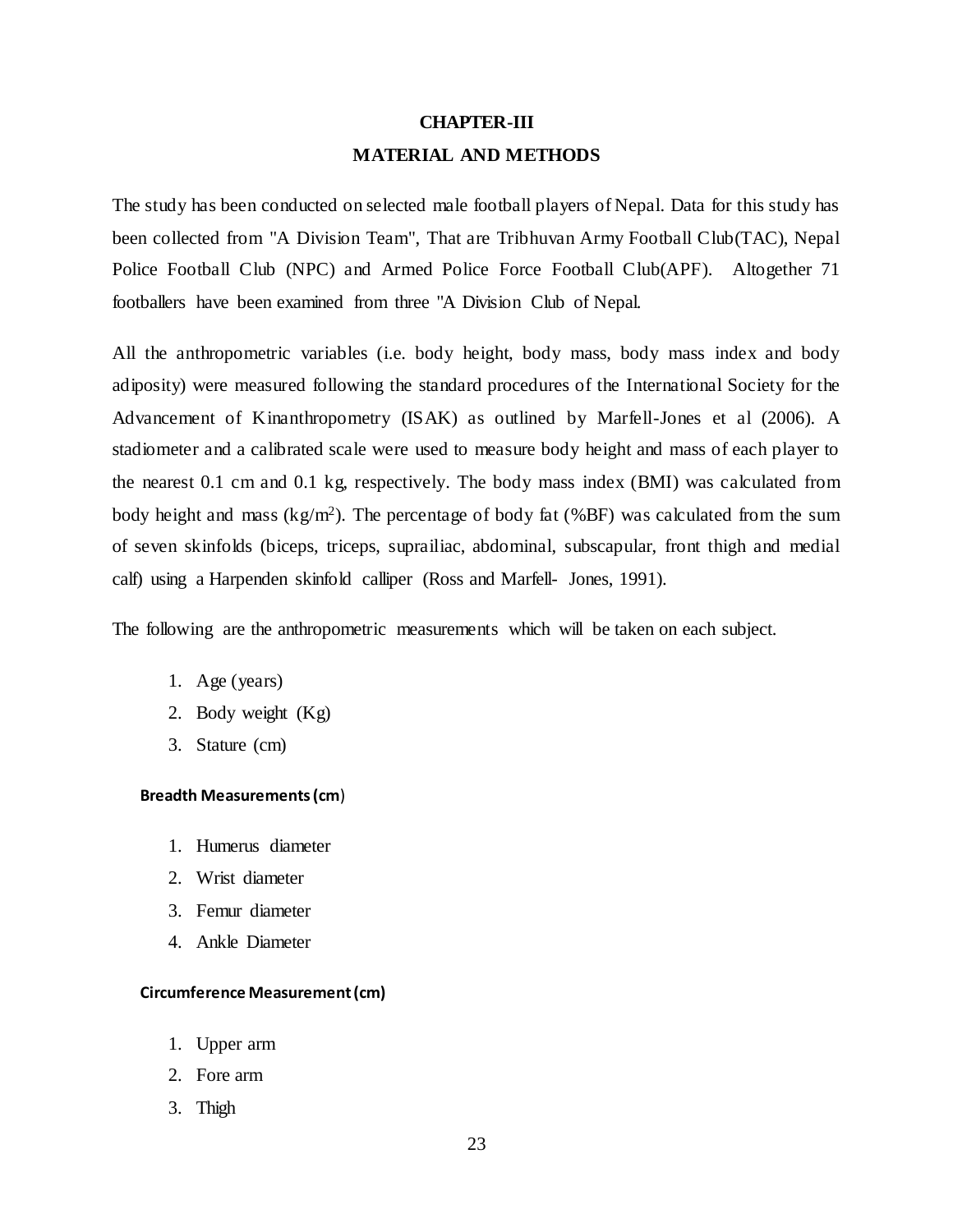# CHAPTER-III

## MATERIAL AND METHODS

The study has been conducted on selected male football players of Nepal. Data for this study has been collected from "A Division Team", That are Tribhuvan Army Football Club(TAC), Nepal Police Football Club (NPC) and Armed Police Force Football Club(APF). Altogether 71 footballers have been examined from three "A Division Club of Nepal.

All the anthropometric variables (i.e. body height, body mass, body mass index and body adiposity) were measured following the standard procedures of the International Society for the Advancement of Kinanthropometry (ISAK) as outlined by Marfell-Jones et al (2006). A stadiometer and a calibrated scale were used to measure body height and mass of each player to the nearest 0.1 cm and 0.1 kg, respectively. The body mass index (BMI) was calculated from body height and mass ($kg/m^2$). The percentage of body fat (%BF) was calculated from the sum of seven skinfolds (biceps, triceps, suprailiac, abdominal, subscapular, front thigh and medial calf) using a Harpenden skinfold calliper (Ross and Marfell- Jones, 1991).

The following are the anthropometric measurements which will be taken on each subject.

1. Age (years)
2. Body weight (Kg)
3. Stature (cm)

**Breadth Measurements (cm)**

1. Humerus diameter
2. Wrist diameter
3. Femur diameter
4. Ankle Diameter

**Circumference Measurement (cm)**

1. Upper arm
2. Fore arm
3. Thigh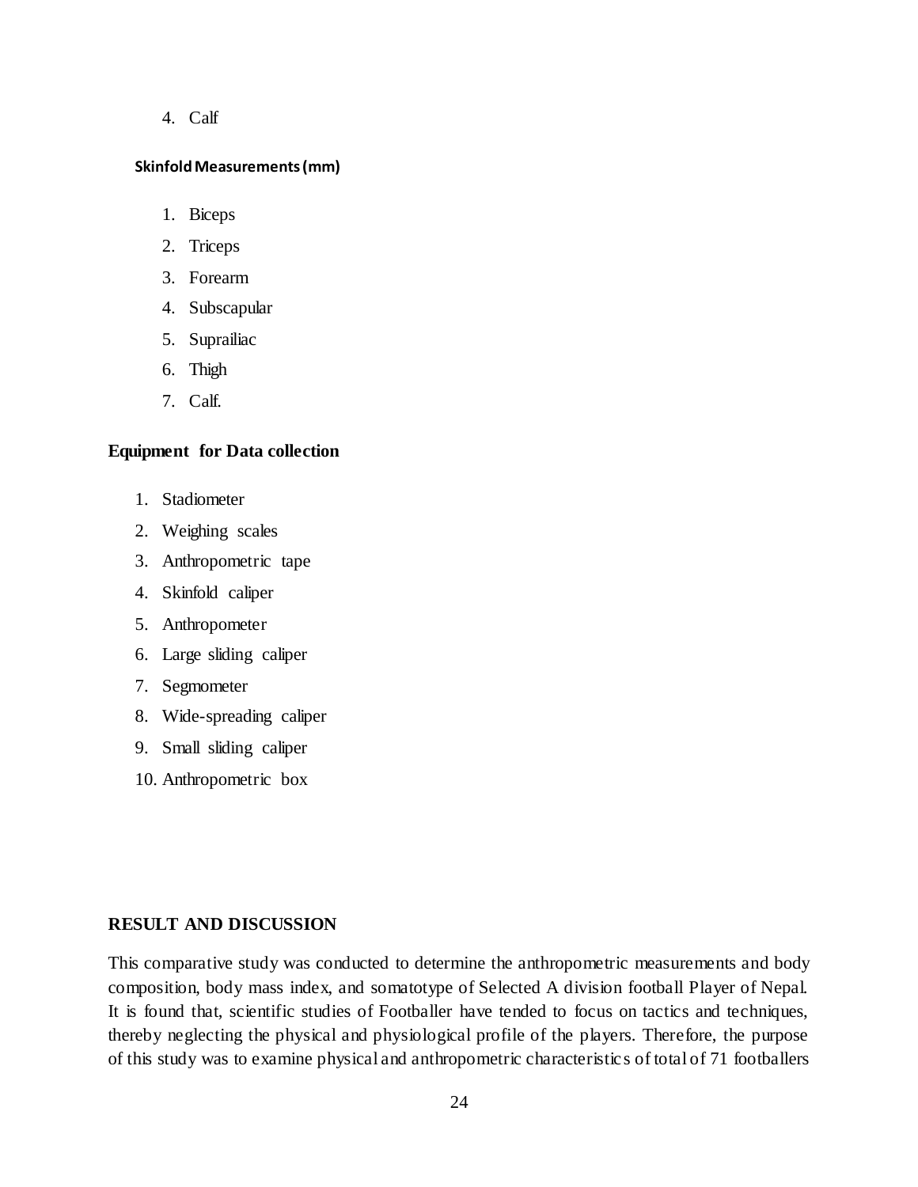4. Calf

**Skinfold Measurements (mm)**

1. Biceps
2. Triceps
3. Forearm
4. Subscapular
5. Suprailiac
6. Thigh
7. Calf.

### Equipment for Data collection

1. Stadiometer
2. Weighing scales
3. Anthropometric tape
4. Skinfold caliper
5. Anthropometer
6. Large sliding caliper
7. Segmometer
8. Wide-spreading caliper
9. Small sliding caliper
10. Anthropometric box

## RESULT AND DISCUSSION

This comparative study was conducted to determine the anthropometric measurements and body composition, body mass index, and somatotype of Selected A division football Player of Nepal. It is found that, scientific studies of Footballer have tended to focus on tactics and techniques, thereby neglecting the physical and physiological profile of the players. Therefore, the purpose of this study was to examine physical and anthropometric characteristics of total of 71 footballers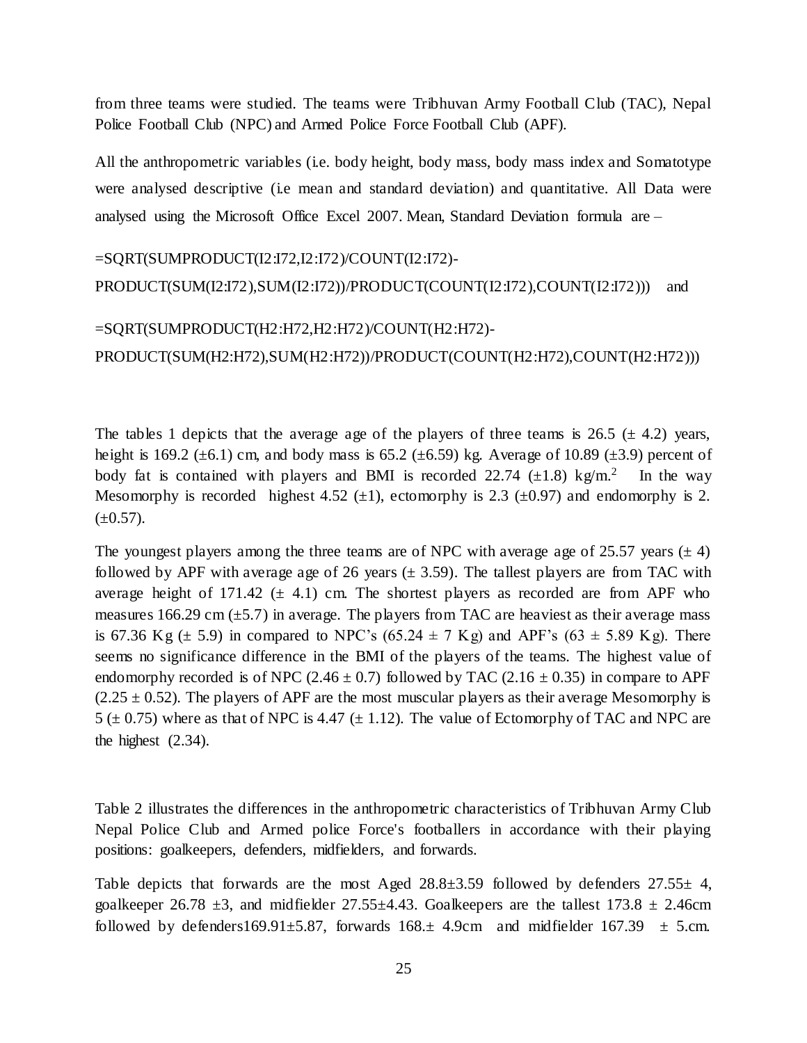from three teams were studied. The teams were Tribhuvan Army Football Club (TAC), Nepal Police Football Club (NPC) and Armed Police Force Football Club (APF).

All the anthropometric variables (i.e. body height, body mass, body mass index and Somatotype were analysed descriptive (i.e mean and standard deviation) and quantitative. All Data were analysed using the Microsoft Office Excel 2007. Mean, Standard Deviation formula are –

```
=SQRT(SUMPRODUCT(I2:I72,I2:I72)/COUNT(I2:I72)-
PRODUCT(SUM(I2:I72),SUM(I2:I72))/PRODUCT(COUNT(I2:I72),COUNT(I2:I72)))
```

and

```
=SQRT(SUMPRODUCT(H2:H72,H2:H72)/COUNT(H2:H72)-
PRODUCT(SUM(H2:H72),SUM(H2:H72))/PRODUCT(COUNT(H2:H72),COUNT(H2:H72)))
```

The tables 1 depicts that the average age of the players of three teams is 26.5 (± 4.2) years, height is 169.2 (±6.1) cm, and body mass is 65.2 (±6.59) kg. Average of 10.89 (±3.9) percent of body fat is contained with players and BMI is recorded 22.74 (±1.8) $kg/m.^2$ In the way Mesomorphy is recorded highest 4.52 (±1), ectomorphy is 2.3 (±0.97) and endomorphy is 2. (±0.57).

The youngest players among the three teams are of NPC with average age of 25.57 years (± 4) followed by APF with average age of 26 years (± 3.59). The tallest players are from TAC with average height of 171.42 (± 4.1) cm. The shortest players as recorded are from APF who measures 166.29 cm (±5.7) in average. The players from TAC are heaviest as their average mass is 67.36 Kg (± 5.9) in compared to NPC's (65.24 ± 7 Kg) and APF's (63 ± 5.89 Kg). There seems no significance difference in the BMI of the players of the teams. The highest value of endomorphy recorded is of NPC (2.46 ± 0.7) followed by TAC (2.16 ± 0.35) in compare to APF (2.25 ± 0.52). The players of APF are the most muscular players as their average Mesomorphy is 5 (± 0.75) where as that of NPC is 4.47 (± 1.12). The value of Ectomorphy of TAC and NPC are the highest (2.34).

Table 2 illustrates the differences in the anthropometric characteristics of Tribhuvan Army Club Nepal Police Club and Armed police Force's footballers in accordance with their playing positions: goalkeepers, defenders, midfielders, and forwards.

Table depicts that forwards are the most Aged 28.8±3.59 followed by defenders 27.55± 4, goalkeeper 26.78 ±3, and midfielder 27.55±4.43. Goalkeepers are the tallest 173.8 ± 2.46cm followed by defenders169.91±5.87, forwards 168.± 4.9cm and midfielder 167.39 ± 5.cm.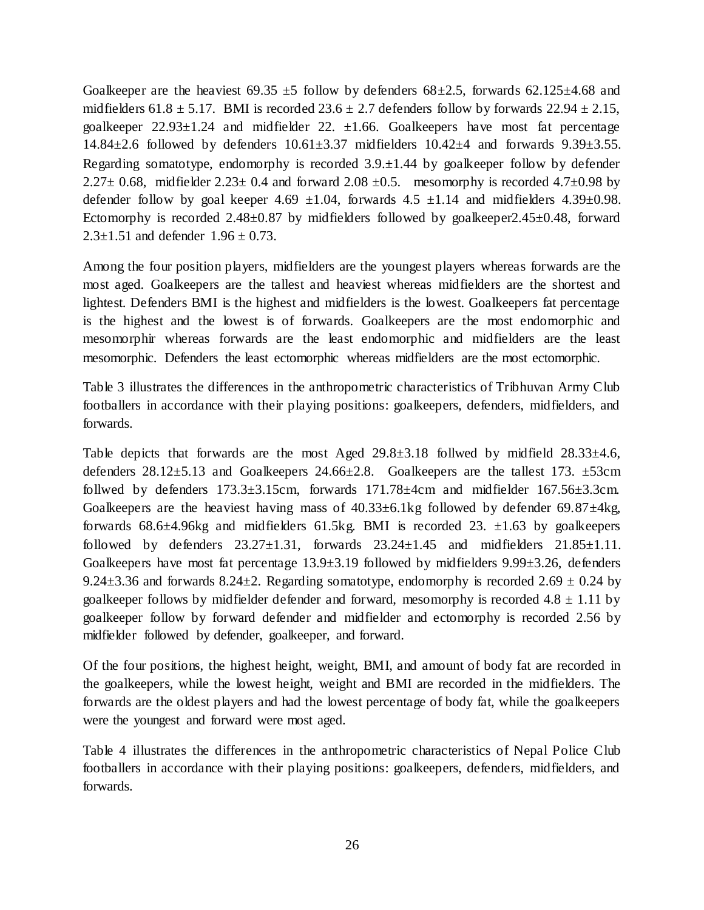Goalkeeper are the heaviest 69.35 ±5 follow by defenders 68±2.5, forwards 62.125±4.68 and midfielders 61.8 ± 5.17. BMI is recorded 23.6 ± 2.7 defenders follow by forwards 22.94 ± 2.15, goalkeeper 22.93±1.24 and midfielder 22. ±1.66. Goalkeepers have most fat percentage 14.84±2.6 followed by defenders 10.61±3.37 midfielders 10.42±4 and forwards 9.39±3.55. Regarding somatotype, endomorphy is recorded 3.9.±1.44 by goalkeeper follow by defender 2.27± 0.68, midfielder 2.23± 0.4 and forward 2.08 ±0.5. mesomorphy is recorded 4.7±0.98 by defender follow by goal keeper 4.69 ±1.04, forwards 4.5 ±1.14 and midfielders 4.39±0.98. Ectomorphy is recorded 2.48±0.87 by midfielders followed by goalkeeper2.45±0.48, forward 2.3±1.51 and defender 1.96 ± 0.73.

Among the four position players, midfielders are the youngest players whereas forwards are the most aged. Goalkeepers are the tallest and heaviest whereas midfielders are the shortest and lightest. Defenders BMI is the highest and midfielders is the lowest. Goalkeepers fat percentage is the highest and the lowest is of forwards. Goalkeepers are the most endomorphic and mesomorphir whereas forwards are the least endomorphic and midfielders are the least mesomorphic. Defenders the least ectomorphic whereas midfielders are the most ectomorphic.

Table 3 illustrates the differences in the anthropometric characteristics of Tribhuvan Army Club footballers in accordance with their playing positions: goalkeepers, defenders, midfielders, and forwards.

Table depicts that forwards are the most Aged 29.8±3.18 follwed by midfield 28.33±4.6, defenders 28.12±5.13 and Goalkeepers 24.66±2.8. Goalkeepers are the tallest 173. ±53cm follwed by defenders 173.3±3.15cm, forwards 171.78±4cm and midfielder 167.56±3.3cm. Goalkeepers are the heaviest having mass of 40.33±6.1kg followed by defender 69.87±4kg, forwards 68.6±4.96kg and midfielders 61.5kg. BMI is recorded 23. ±1.63 by goalkeepers followed by defenders 23.27±1.31, forwards 23.24±1.45 and midfielders 21.85±1.11. Goalkeepers have most fat percentage 13.9±3.19 followed by midfielders 9.99±3.26, defenders 9.24±3.36 and forwards 8.24±2. Regarding somatotype, endomorphy is recorded 2.69 ± 0.24 by goalkeeper follows by midfielder defender and forward, mesomorphy is recorded 4.8 ± 1.11 by goalkeeper follow by forward defender and midfielder and ectomorphy is recorded 2.56 by midfielder followed by defender, goalkeeper, and forward.

Of the four positions, the highest height, weight, BMI, and amount of body fat are recorded in the goalkeepers, while the lowest height, weight and BMI are recorded in the midfielders. The forwards are the oldest players and had the lowest percentage of body fat, while the goalkeepers were the youngest and forward were most aged.

Table 4 illustrates the differences in the anthropometric characteristics of Nepal Police Club footballers in accordance with their playing positions: goalkeepers, defenders, midfielders, and forwards.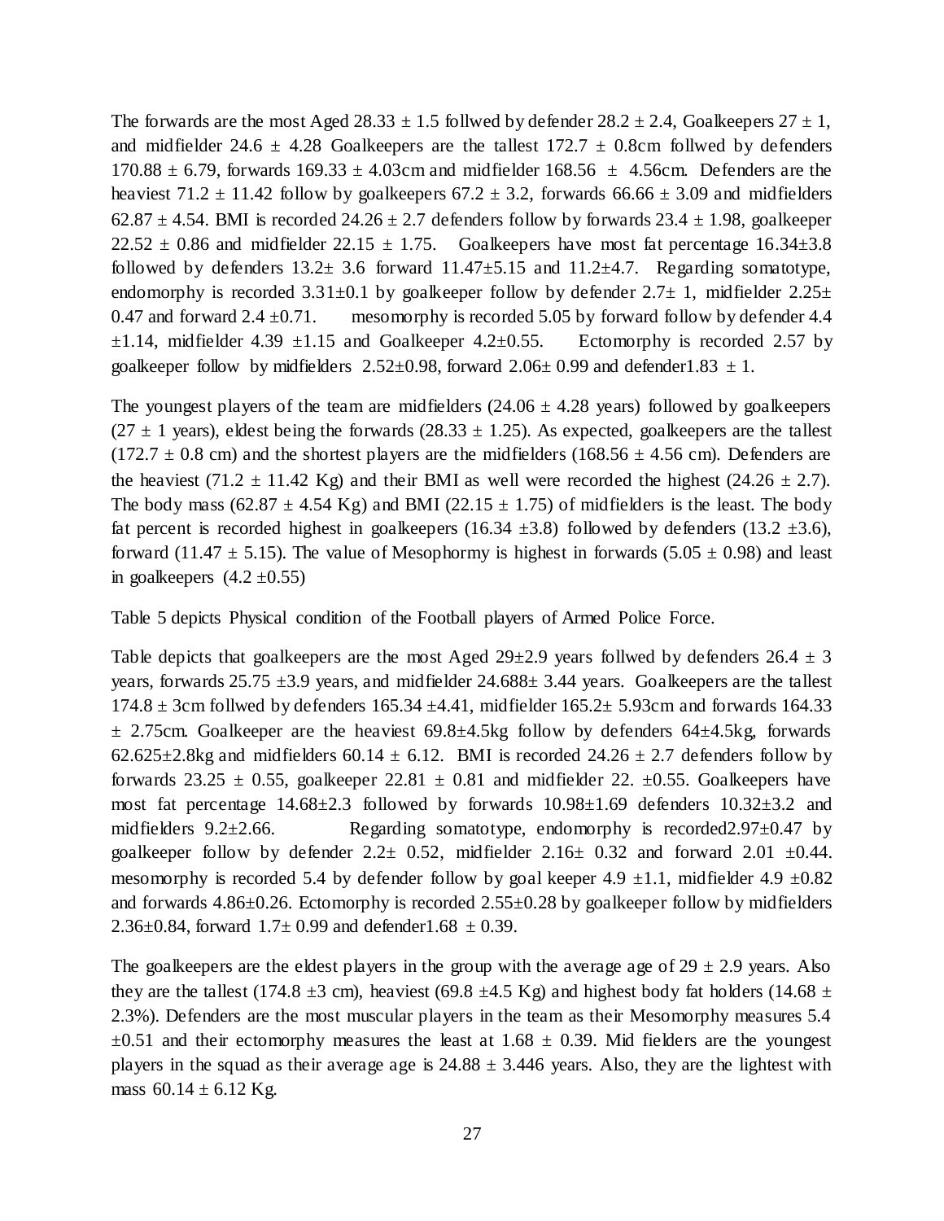The forwards are the most Aged 28.33 ± 1.5 follwed by defender 28.2 ± 2.4, Goalkeepers 27 ± 1, and midfielder 24.6 ± 4.28 Goalkeepers are the tallest 172.7 ± 0.8cm follwed by defenders 170.88 ± 6.79, forwards 169.33 ± 4.03cm and midfielder 168.56 ± 4.56cm. Defenders are the heaviest 71.2 ± 11.42 follow by goalkeepers 67.2 ± 3.2, forwards 66.66 ± 3.09 and midfielders 62.87 ± 4.54. BMI is recorded 24.26 ± 2.7 defenders follow by forwards 23.4 ± 1.98, goalkeeper 22.52 ± 0.86 and midfielder 22.15 ± 1.75. Goalkeepers have most fat percentage 16.34±3.8 followed by defenders 13.2± 3.6 forward 11.47±5.15 and 11.2±4.7. Regarding somatotype, endomorphy is recorded 3.31±0.1 by goalkeeper follow by defender 2.7± 1, midfielder 2.25± 0.47 and forward 2.4 ±0.71. mesomorphy is recorded 5.05 by forward follow by defender 4.4 ±1.14, midfielder 4.39 ±1.15 and Goalkeeper 4.2±0.55. Ectomorphy is recorded 2.57 by goalkeeper follow by midfielders 2.52±0.98, forward 2.06± 0.99 and defender1.83 ± 1.

The youngest players of the team are midfielders (24.06 ± 4.28 years) followed by goalkeepers (27 ± 1 years), eldest being the forwards (28.33 ± 1.25). As expected, goalkeepers are the tallest (172.7 ± 0.8 cm) and the shortest players are the midfielders (168.56 ± 4.56 cm). Defenders are the heaviest (71.2 ± 11.42 Kg) and their BMI as well were recorded the highest (24.26 ± 2.7). The body mass (62.87 ± 4.54 Kg) and BMI (22.15 ± 1.75) of midfielders is the least. The body fat percent is recorded highest in goalkeepers (16.34 ±3.8) followed by defenders (13.2 ±3.6), forward (11.47 ± 5.15). The value of Mesophormy is highest in forwards (5.05 ± 0.98) and least in goalkeepers (4.2 ±0.55)

Table 5 depicts Physical condition of the Football players of Armed Police Force.

Table depicts that goalkeepers are the most Aged 29±2.9 years follwed by defenders 26.4 ± 3 years, forwards 25.75 ±3.9 years, and midfielder 24.688± 3.44 years. Goalkeepers are the tallest 174.8 ± 3cm follwed by defenders 165.34 ±4.41, midfielder 165.2± 5.93cm and forwards 164.33 ± 2.75cm. Goalkeeper are the heaviest 69.8±4.5kg follow by defenders 64±4.5kg, forwards 62.625±2.8kg and midfielders 60.14 ± 6.12. BMI is recorded 24.26 ± 2.7 defenders follow by forwards 23.25 ± 0.55, goalkeeper 22.81 ± 0.81 and midfielder 22. ±0.55. Goalkeepers have most fat percentage 14.68±2.3 followed by forwards 10.98±1.69 defenders 10.32±3.2 and midfielders 9.2±2.66. Regarding somatotype, endomorphy is recorded2.97±0.47 by goalkeeper follow by defender 2.2± 0.52, midfielder 2.16± 0.32 and forward 2.01 ±0.44. mesomorphy is recorded 5.4 by defender follow by goal keeper 4.9 ±1.1, midfielder 4.9 ±0.82 and forwards 4.86±0.26. Ectomorphy is recorded 2.55±0.28 by goalkeeper follow by midfielders 2.36±0.84, forward 1.7± 0.99 and defender1.68 ± 0.39.

The goalkeepers are the eldest players in the group with the average age of 29 ± 2.9 years. Also they are the tallest (174.8 ±3 cm), heaviest (69.8 ±4.5 Kg) and highest body fat holders (14.68 ± 2.3%). Defenders are the most muscular players in the team as their Mesomorphy measures 5.4 ±0.51 and their ectomorphy measures the least at 1.68 ± 0.39. Mid fielders are the youngest players in the squad as their average age is 24.88 ± 3.446 years. Also, they are the lightest with mass 60.14 ± 6.12 Kg.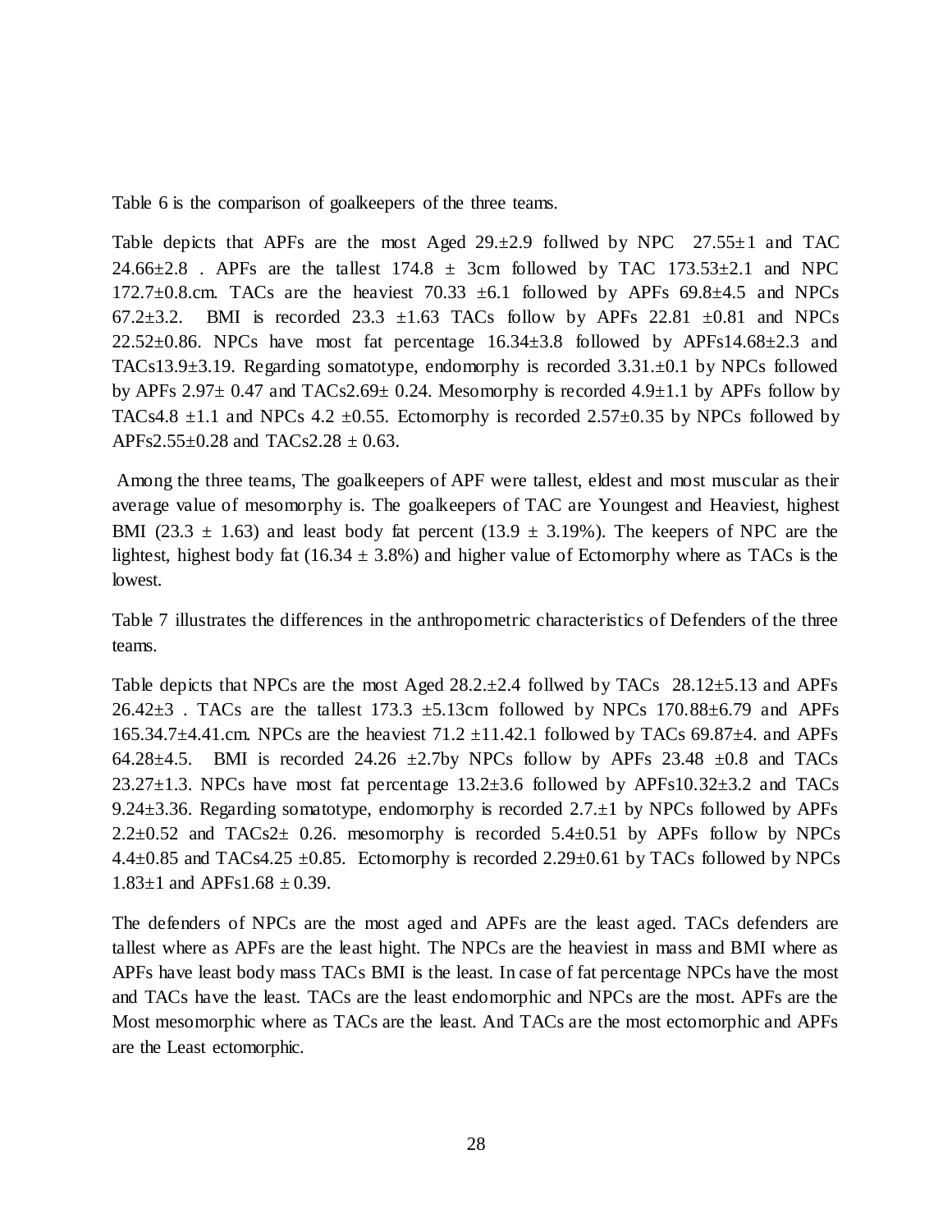Table 6 is the comparison of goalkeepers of the three teams.

Table depicts that APFs are the most Aged 29.±2.9 follwed by NPC 27.55±1 and TAC 24.66±2.8 . APFs are the tallest 174.8 ± 3cm followed by TAC 173.53±2.1 and NPC 172.7±0.8.cm. TACs are the heaviest 70.33 ±6.1 followed by APFs 69.8±4.5 and NPCs 67.2±3.2. BMI is recorded 23.3 ±1.63 TACs follow by APFs 22.81 ±0.81 and NPCs 22.52±0.86. NPCs have most fat percentage 16.34±3.8 followed by APFs14.68±2.3 and TACs13.9±3.19. Regarding somatotype, endomorphy is recorded 3.31.±0.1 by NPCs followed by APFs 2.97± 0.47 and TACs2.69± 0.24. Mesomorphy is recorded 4.9±1.1 by APFs follow by TACs4.8 ±1.1 and NPCs 4.2 ±0.55. Ectomorphy is recorded 2.57±0.35 by NPCs followed by APFs2.55±0.28 and TACs2.28 ± 0.63.

Among the three teams, The goalkeepers of APF were tallest, eldest and most muscular as their average value of mesomorphy is. The goalkeepers of TAC are Youngest and Heaviest, highest BMI (23.3 ± 1.63) and least body fat percent (13.9 ± 3.19%). The keepers of NPC are the lightest, highest body fat (16.34 ± 3.8%) and higher value of Ectomorphy where as TACs is the lowest.

Table 7 illustrates the differences in the anthropometric characteristics of Defenders of the three teams.

Table depicts that NPCs are the most Aged 28.2.±2.4 follwed by TACs 28.12±5.13 and APFs 26.42±3 . TACs are the tallest 173.3 ±5.13cm followed by NPCs 170.88±6.79 and APFs 165.34.7±4.41.cm. NPCs are the heaviest 71.2 ±11.42.1 followed by TACs 69.87±4. and APFs 64.28±4.5. BMI is recorded 24.26 ±2.7by NPCs follow by APFs 23.48 ±0.8 and TACs 23.27±1.3. NPCs have most fat percentage 13.2±3.6 followed by APFs10.32±3.2 and TACs 9.24±3.36. Regarding somatotype, endomorphy is recorded 2.7.±1 by NPCs followed by APFs 2.2±0.52 and TACs2± 0.26. mesomorphy is recorded 5.4±0.51 by APFs follow by NPCs 4.4±0.85 and TACs4.25 ±0.85. Ectomorphy is recorded 2.29±0.61 by TACs followed by NPCs 1.83±1 and APFs1.68 ± 0.39.

The defenders of NPCs are the most aged and APFs are the least aged. TACs defenders are tallest where as APFs are the least hight. The NPCs are the heaviest in mass and BMI where as APFs have least body mass TACs BMI is the least. In case of fat percentage NPCs have the most and TACs have the least. TACs are the least endomorphic and NPCs are the most. APFs are the Most mesomorphic where as TACs are the least. And TACs are the most ectomorphic and APFs are the Least ectomorphic.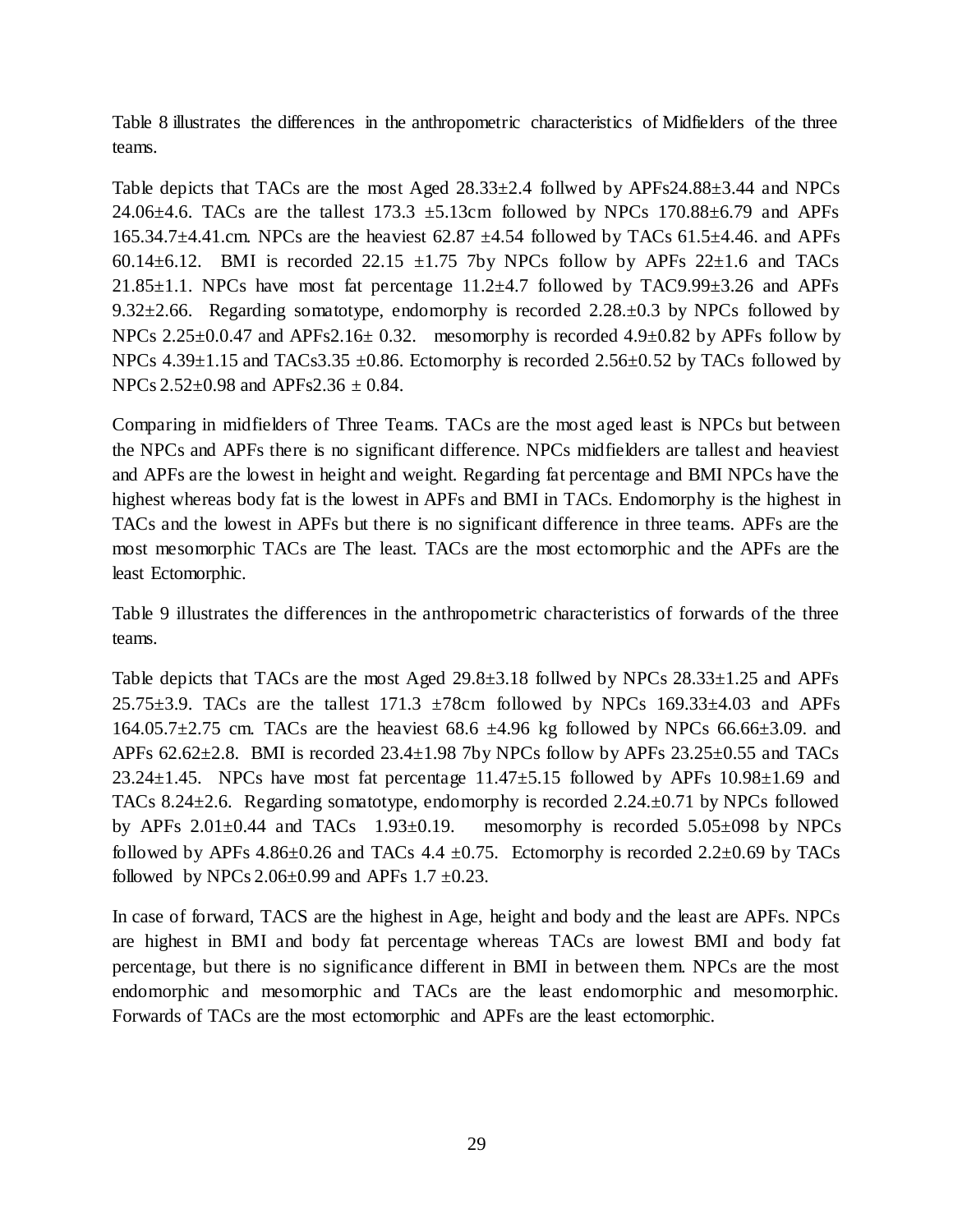Table 8 illustrates the differences in the anthropometric characteristics of Midfielders of the three teams.

Table depicts that TACs are the most Aged 28.33±2.4 follwed by APFs24.88±3.44 and NPCs 24.06±4.6. TACs are the tallest 173.3 ±5.13cm followed by NPCs 170.88±6.79 and APFs 165.34.7±4.41.cm. NPCs are the heaviest 62.87 ±4.54 followed by TACs 61.5±4.46. and APFs 60.14±6.12. BMI is recorded 22.15 ±1.75 7by NPCs follow by APFs 22±1.6 and TACs 21.85±1.1. NPCs have most fat percentage 11.2±4.7 followed by TAC9.99±3.26 and APFs 9.32±2.66. Regarding somatotype, endomorphy is recorded 2.28.±0.3 by NPCs followed by NPCs 2.25±0.0.47 and APFs2.16± 0.32. mesomorphy is recorded 4.9±0.82 by APFs follow by NPCs 4.39±1.15 and TACs3.35 ±0.86. Ectomorphy is recorded 2.56±0.52 by TACs followed by NPCs 2.52±0.98 and APFs2.36 ± 0.84.

Comparing in midfielders of Three Teams. TACs are the most aged least is NPCs but between the NPCs and APFs there is no significant difference. NPCs midfielders are tallest and heaviest and APFs are the lowest in height and weight. Regarding fat percentage and BMI NPCs have the highest whereas body fat is the lowest in APFs and BMI in TACs. Endomorphy is the highest in TACs and the lowest in APFs but there is no significant difference in three teams. APFs are the most mesomorphic TACs are The least. TACs are the most ectomorphic and the APFs are the least Ectomorphic.

Table 9 illustrates the differences in the anthropometric characteristics of forwards of the three teams.

Table depicts that TACs are the most Aged 29.8±3.18 follwed by NPCs 28.33±1.25 and APFs 25.75±3.9. TACs are the tallest 171.3 ±78cm followed by NPCs 169.33±4.03 and APFs 164.05.7±2.75 cm. TACs are the heaviest 68.6 ±4.96 kg followed by NPCs 66.66±3.09. and APFs 62.62±2.8. BMI is recorded 23.4±1.98 7by NPCs follow by APFs 23.25±0.55 and TACs 23.24±1.45. NPCs have most fat percentage 11.47±5.15 followed by APFs 10.98±1.69 and TACs 8.24±2.6. Regarding somatotype, endomorphy is recorded 2.24.±0.71 by NPCs followed by APFs 2.01±0.44 and TACs 1.93±0.19. mesomorphy is recorded 5.05±098 by NPCs followed by APFs 4.86±0.26 and TACs 4.4 ±0.75. Ectomorphy is recorded 2.2±0.69 by TACs followed by NPCs 2.06±0.99 and APFs 1.7 ±0.23.

In case of forward, TACS are the highest in Age, height and body and the least are APFs. NPCs are highest in BMI and body fat percentage whereas TACs are lowest BMI and body fat percentage, but there is no significance different in BMI in between them. NPCs are the most endomorphic and mesomorphic and TACs are the least endomorphic and mesomorphic. Forwards of TACs are the most ectomorphic and APFs are the least ectomorphic.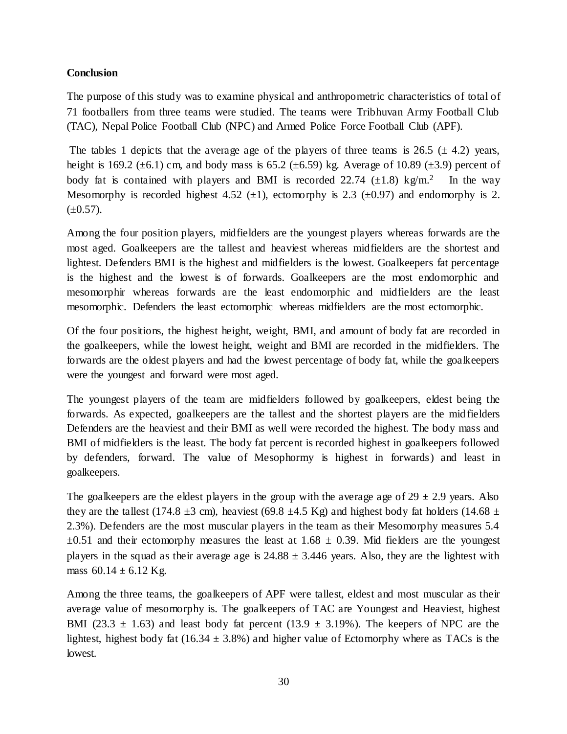**Conclusion**

The purpose of this study was to examine physical and anthropometric characteristics of total of 71 footballers from three teams were studied. The teams were Tribhuvan Army Football Club (TAC), Nepal Police Football Club (NPC) and Armed Police Force Football Club (APF).

The tables 1 depicts that the average age of the players of three teams is 26.5 (± 4.2) years, height is 169.2 (±6.1) cm, and body mass is 65.2 (±6.59) kg. Average of 10.89 (±3.9) percent of body fat is contained with players and BMI is recorded 22.74 (±1.8) kg/m.$^2$ In the way Mesomorphy is recorded highest 4.52 (±1), ectomorphy is 2.3 (±0.97) and endomorphy is 2. (±0.57).

Among the four position players, midfielders are the youngest players whereas forwards are the most aged. Goalkeepers are the tallest and heaviest whereas midfielders are the shortest and lightest. Defenders BMI is the highest and midfielders is the lowest. Goalkeepers fat percentage is the highest and the lowest is of forwards. Goalkeepers are the most endomorphic and mesomorphir whereas forwards are the least endomorphic and midfielders are the least mesomorphic. Defenders the least ectomorphic whereas midfielders are the most ectomorphic.

Of the four positions, the highest height, weight, BMI, and amount of body fat are recorded in the goalkeepers, while the lowest height, weight and BMI are recorded in the midfielders. The forwards are the oldest players and had the lowest percentage of body fat, while the goalkeepers were the youngest and forward were most aged.

The youngest players of the team are midfielders followed by goalkeepers, eldest being the forwards. As expected, goalkeepers are the tallest and the shortest players are the midfielders Defenders are the heaviest and their BMI as well were recorded the highest. The body mass and BMI of midfielders is the least. The body fat percent is recorded highest in goalkeepers followed by defenders, forward. The value of Mesophormy is highest in forwards) and least in goalkeepers.

The goalkeepers are the eldest players in the group with the average age of 29 ± 2.9 years. Also they are the tallest (174.8 ±3 cm), heaviest (69.8 ±4.5 Kg) and highest body fat holders (14.68 ± 2.3%). Defenders are the most muscular players in the team as their Mesomorphy measures 5.4 ±0.51 and their ectomorphy measures the least at 1.68 ± 0.39. Mid fielders are the youngest players in the squad as their average age is 24.88 ± 3.446 years. Also, they are the lightest with mass 60.14 ± 6.12 Kg.

Among the three teams, the goalkeepers of APF were tallest, eldest and most muscular as their average value of mesomorphy is. The goalkeepers of TAC are Youngest and Heaviest, highest BMI (23.3 ± 1.63) and least body fat percent (13.9 ± 3.19%). The keepers of NPC are the lightest, highest body fat (16.34 ± 3.8%) and higher value of Ectomorphy where as TACs is the lowest.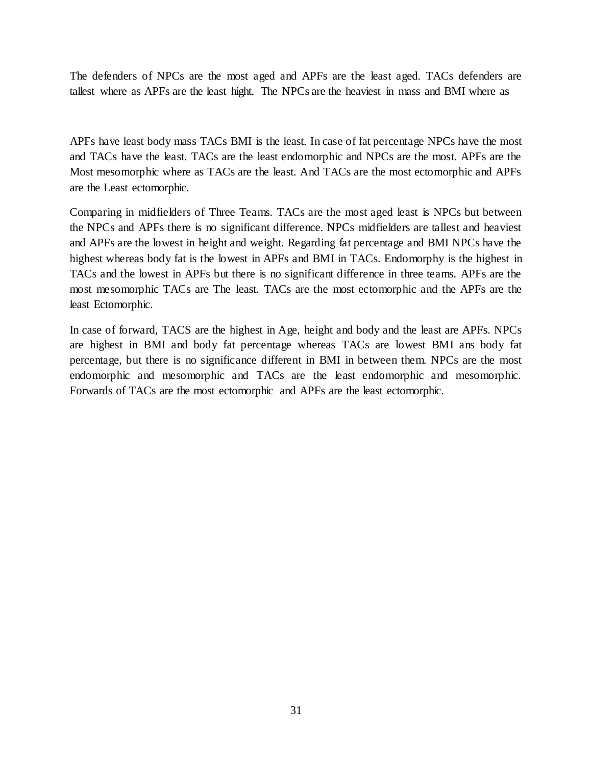The defenders of NPCs are the most aged and APFs are the least aged. TACs defenders are tallest where as APFs are the least hight. The NPCs are the heaviest in mass and BMI where as

APFs have least body mass TACs BMI is the least. In case of fat percentage NPCs have the most and TACs have the least. TACs are the least endomorphic and NPCs are the most. APFs are the Most mesomorphic where as TACs are the least. And TACs are the most ectomorphic and APFs are the Least ectomorphic.

Comparing in midfielders of Three Teams. TACs are the most aged least is NPCs but between the NPCs and APFs there is no significant difference. NPCs midfielders are tallest and heaviest and APFs are the lowest in height and weight. Regarding fat percentage and BMI NPCs have the highest whereas body fat is the lowest in APFs and BMI in TACs. Endomorphy is the highest in TACs and the lowest in APFs but there is no significant difference in three teams. APFs are the most mesomorphic TACs are The least. TACs are the most ectomorphic and the APFs are the least Ectomorphic.

In case of forward, TACS are the highest in Age, height and body and the least are APFs. NPCs are highest in BMI and body fat percentage whereas TACs are lowest BMI ans body fat percentage, but there is no significance different in BMI in between them. NPCs are the most endomorphic and mesomorphic and TACs are the least endomorphic and mesomorphic. Forwards of TACs are the most ectomorphic and APFs are the least ectomorphic.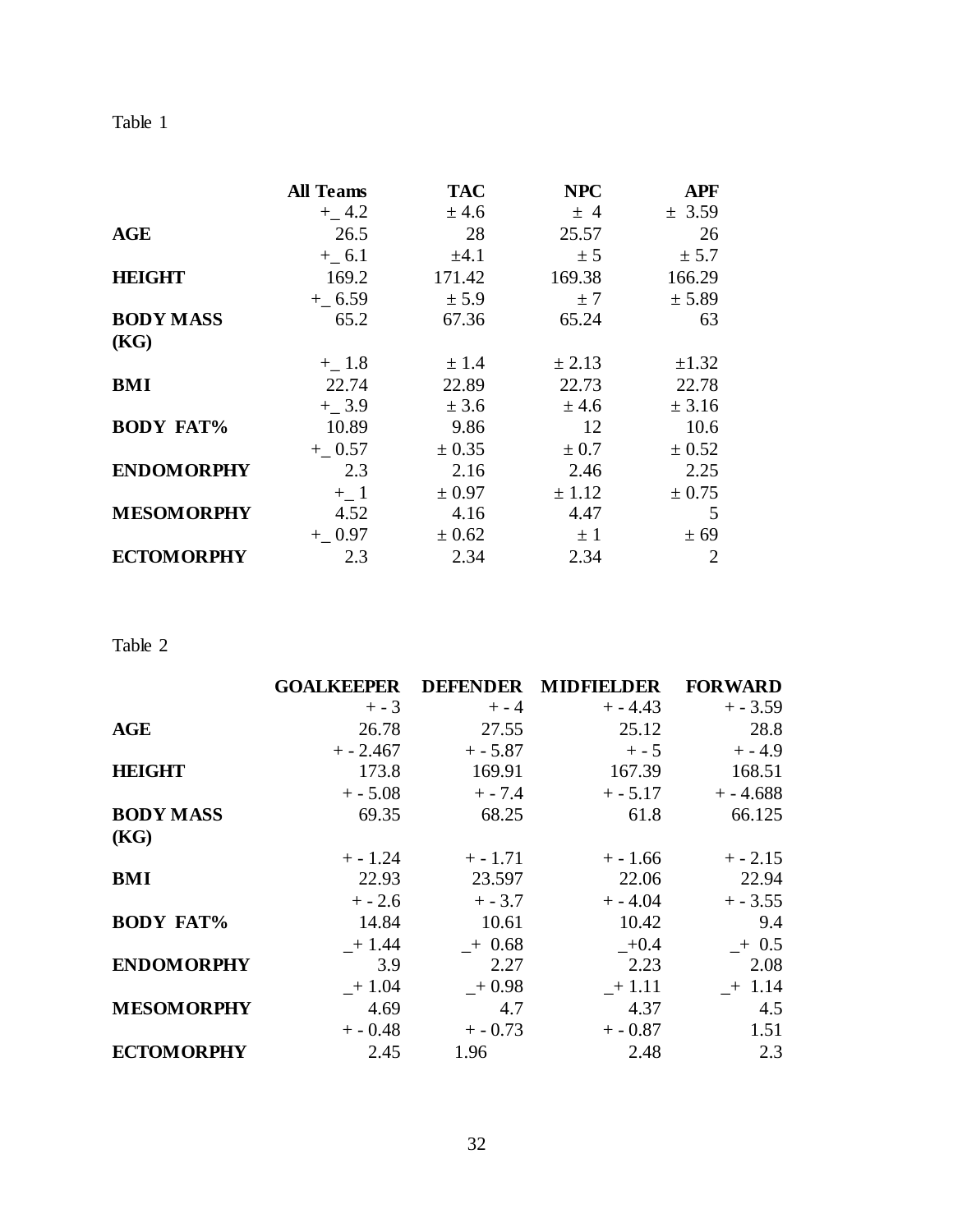Table 1

| | All Teams | TAC | NPC | APF |
|---|---|---|---|---|
| | +_ 4.2 | ± 4.6 | ± 4 | ± 3.59 |
| **AGE** | 26.5 | 28 | 25.57 | 26 |
| | +_ 6.1 | ±4.1 | ± 5 | ± 5.7 |
| **HEIGHT** | 169.2 | 171.42 | 169.38 | 166.29 |
| | +_ 6.59 | ± 5.9 | ± 7 | ± 5.89 |
| **BODY MASS (KG)** | 65.2 | 67.36 | 65.24 | 63 |
| | +_ 1.8 | ± 1.4 | ± 2.13 | ±1.32 |
| **BMI** | 22.74 | 22.89 | 22.73 | 22.78 |
| | +_ 3.9 | ± 3.6 | ± 4.6 | ± 3.16 |
| **BODY FAT%** | 10.89 | 9.86 | 12 | 10.6 |
| | +_ 0.57 | ± 0.35 | ± 0.7 | ± 0.52 |
| **ENDOMORPHY** | 2.3 | 2.16 | 2.46 | 2.25 |
| | +_ 1 | ± 0.97 | ± 1.12 | ± 0.75 |
| **MESOMORPHY** | 4.52 | 4.16 | 4.47 | 5 |
| | +_ 0.97 | ± 0.62 | ± 1 | ± 69 |
| **ECTOMORPHY** | 2.3 | 2.34 | 2.34 | 2 |

Table 2

| | GOALKEEPER | DEFENDER | MIDFIELDER | FORWARD |
|---|---|---|---|---|
| | + - 3 | + - 4 | + - 4.43 | + - 3.59 |
| **AGE** | 26.78 | 27.55 | 25.12 | 28.8 |
| | + - 2.467 | + - 5.87 | + - 5 | + - 4.9 |
| **HEIGHT** | 173.8 | 169.91 | 167.39 | 168.51 |
| | + - 5.08 | + - 7.4 | + - 5.17 | + - 4.688 |
| **BODY MASS (KG)** | 69.35 | 68.25 | 61.8 | 66.125 |
| | + - 1.24 | + - 1.71 | + - 1.66 | + - 2.15 |
| **BMI** | 22.93 | 23.597 | 22.06 | 22.94 |
| | + - 2.6 | + - 3.7 | + - 4.04 | + - 3.55 |
| **BODY FAT%** | 14.84 | 10.61 | 10.42 | 9.4 |
| | _+ 1.44 | _+ 0.68 | _+0.4 | _+ 0.5 |
| **ENDOMORPHY** | 3.9 | 2.27 | 2.23 | 2.08 |
| | _+ 1.04 | _+ 0.98 | _+ 1.11 | _+ 1.14 |
| **MESOMORPHY** | 4.69 | 4.7 | 4.37 | 4.5 |
| | + - 0.48 | + - 0.73 | + - 0.87 | 1.51 |
| **ECTOMORPHY** | 2.45 | 1.96 | 2.48 | 2.3 |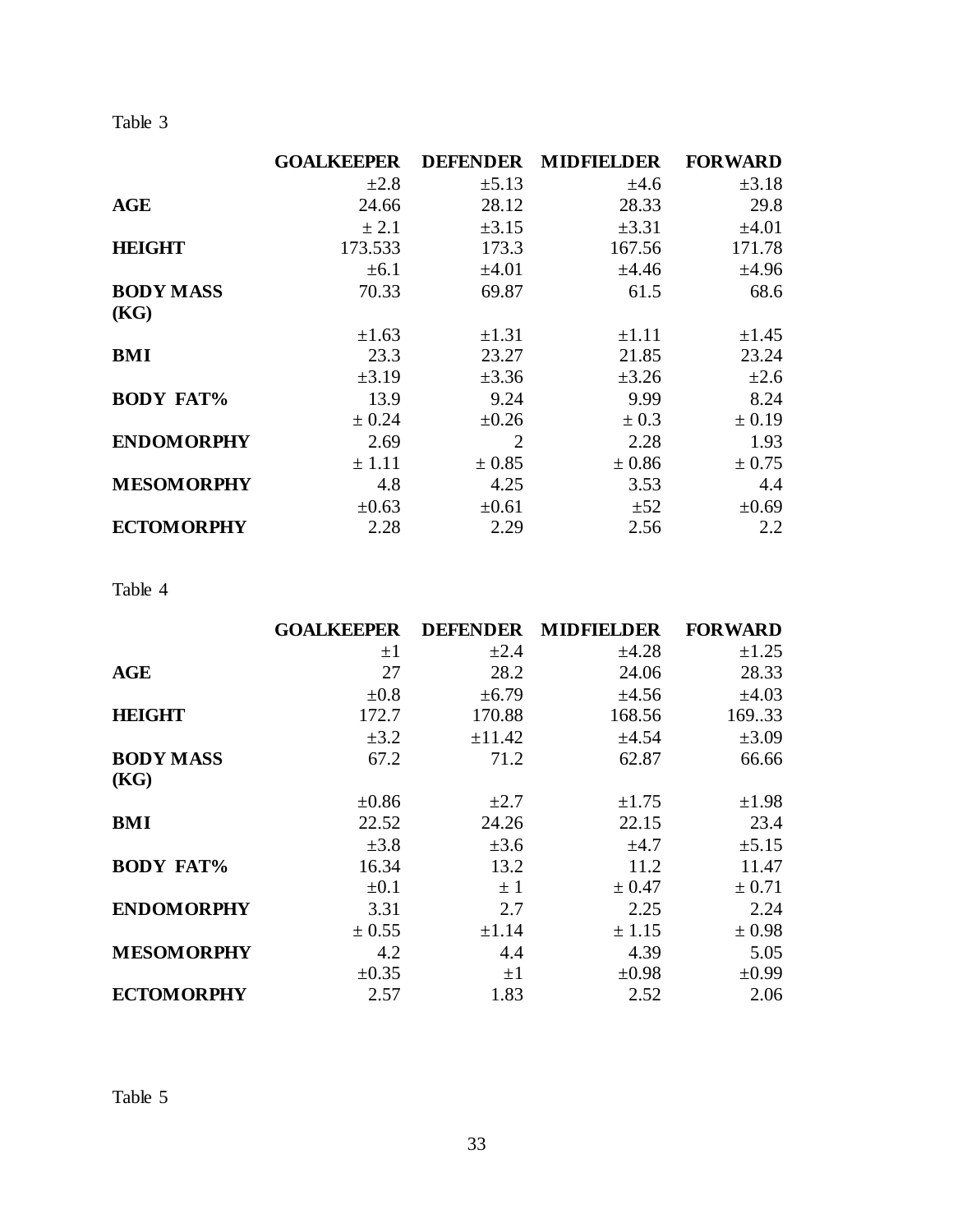Table 3

| | GOALKEEPER | DEFENDER | MIDFIELDER | FORWARD |
|---|---|---|---|---|
| | ±2.8 | ±5.13 | ±4.6 | ±3.18 |
| **AGE** | 24.66 | 28.12 | 28.33 | 29.8 |
| | ± 2.1 | ±3.15 | ±3.31 | ±4.01 |
| **HEIGHT** | 173.533 | 173.3 | 167.56 | 171.78 |
| | ±6.1 | ±4.01 | ±4.46 | ±4.96 |
| **BODY MASS (KG)** | 70.33 | 69.87 | 61.5 | 68.6 |
| | ±1.63 | ±1.31 | ±1.11 | ±1.45 |
| **BMI** | 23.3 | 23.27 | 21.85 | 23.24 |
| | ±3.19 | ±3.36 | ±3.26 | ±2.6 |
| **BODY FAT%** | 13.9 | 9.24 | 9.99 | 8.24 |
| | ± 0.24 | ±0.26 | ± 0.3 | ± 0.19 |
| **ENDOMORPHY** | 2.69 | 2 | 2.28 | 1.93 |
| | ± 1.11 | ± 0.85 | ± 0.86 | ± 0.75 |
| **MESOMORPHY** | 4.8 | 4.25 | 3.53 | 4.4 |
| | ±0.63 | ±0.61 | ±52 | ±0.69 |
| **ECTOMORPHY** | 2.28 | 2.29 | 2.56 | 2.2 |

Table 4

| | GOALKEEPER | DEFENDER | MIDFIELDER | FORWARD |
|---|---|---|---|---|
| | ±1 | ±2.4 | ±4.28 | ±1.25 |
| **AGE** | 27 | 28.2 | 24.06 | 28.33 |
| | ±0.8 | ±6.79 | ±4.56 | ±4.03 |
| **HEIGHT** | 172.7 | 170.88 | 168.56 | 169..33 |
| | ±3.2 | ±11.42 | ±4.54 | ±3.09 |
| **BODY MASS (KG)** | 67.2 | 71.2 | 62.87 | 66.66 |
| | ±0.86 | ±2.7 | ±1.75 | ±1.98 |
| **BMI** | 22.52 | 24.26 | 22.15 | 23.4 |
| | ±3.8 | ±3.6 | ±4.7 | ±5.15 |
| **BODY FAT%** | 16.34 | 13.2 | 11.2 | 11.47 |
| | ±0.1 | ± 1 | ± 0.47 | ± 0.71 |
| **ENDOMORPHY** | 3.31 | 2.7 | 2.25 | 2.24 |
| | ± 0.55 | ±1.14 | ± 1.15 | ± 0.98 |
| **MESOMORPHY** | 4.2 | 4.4 | 4.39 | 5.05 |
| | ±0.35 | ±1 | ±0.98 | ±0.99 |
| **ECTOMORPHY** | 2.57 | 1.83 | 2.52 | 2.06 |

Table 5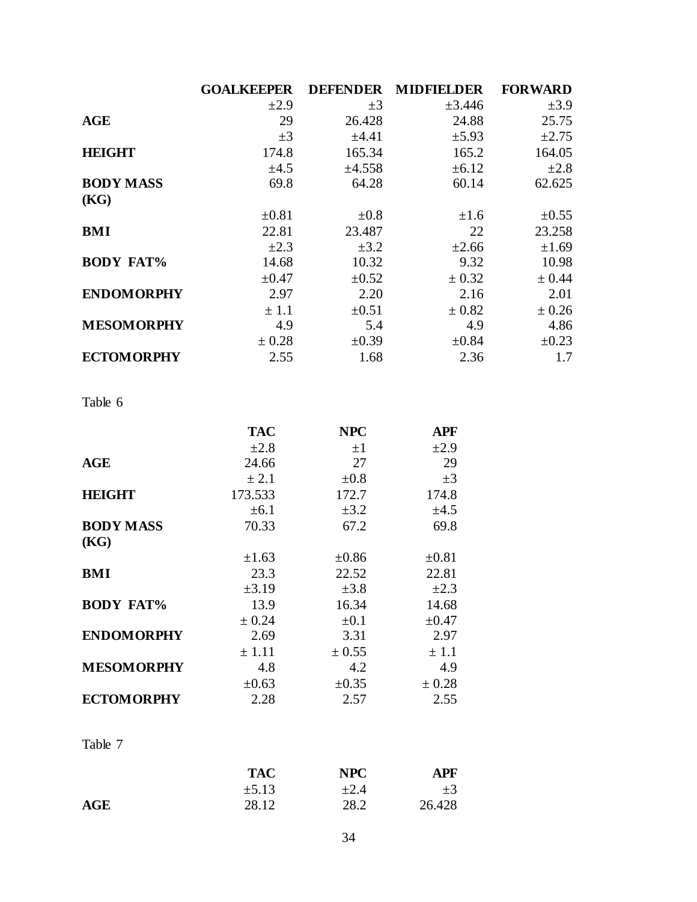| | GOALKEEPER | DEFENDER | MIDFIELDER | FORWARD |
|---|---|---|---|---|
| | ±2.9 | ±3 | ±3.446 | ±3.9 |
| **AGE** | 29 | 26.428 | 24.88 | 25.75 |
| | ±3 | ±4.41 | ±5.93 | ±2.75 |
| **HEIGHT** | 174.8 | 165.34 | 165.2 | 164.05 |
| | ±4.5 | ±4.558 | ±6.12 | ±2.8 |
| **BODY MASS (KG)** | 69.8 | 64.28 | 60.14 | 62.625 |
| | ±0.81 | ±0.8 | ±1.6 | ±0.55 |
| **BMI** | 22.81 | 23.487 | 22 | 23.258 |
| | ±2.3 | ±3.2 | ±2.66 | ±1.69 |
| **BODY FAT%** | 14.68 | 10.32 | 9.32 | 10.98 |
| | ±0.47 | ±0.52 | ± 0.32 | ± 0.44 |
| **ENDOMORPHY** | 2.97 | 2.20 | 2.16 | 2.01 |
| | ± 1.1 | ±0.51 | ± 0.82 | ± 0.26 |
| **MESOMORPHY** | 4.9 | 5.4 | 4.9 | 4.86 |
| | ± 0.28 | ±0.39 | ±0.84 | ±0.23 |
| **ECTOMORPHY** | 2.55 | 1.68 | 2.36 | 1.7 |

Table 6

| | TAC | NPC | APF |
|---|---|---|---|
| | ±2.8 | ±1 | ±2.9 |
| **AGE** | 24.66 | 27 | 29 |
| | ± 2.1 | ±0.8 | ±3 |
| **HEIGHT** | 173.533 | 172.7 | 174.8 |
| | ±6.1 | ±3.2 | ±4.5 |
| **BODY MASS (KG)** | 70.33 | 67.2 | 69.8 |
| | ±1.63 | ±0.86 | ±0.81 |
| **BMI** | 23.3 | 22.52 | 22.81 |
| | ±3.19 | ±3.8 | ±2.3 |
| **BODY FAT%** | 13.9 | 16.34 | 14.68 |
| | ± 0.24 | ±0.1 | ±0.47 |
| **ENDOMORPHY** | 2.69 | 3.31 | 2.97 |
| | ± 1.11 | ± 0.55 | ± 1.1 |
| **MESOMORPHY** | 4.8 | 4.2 | 4.9 |
| | ±0.63 | ±0.35 | ± 0.28 |
| **ECTOMORPHY** | 2.28 | 2.57 | 2.55 |

Table 7

| | TAC | NPC | APF |
|---|---|---|---|
| | ±5.13 | ±2.4 | ±3 |
| **AGE** | 28.12 | 28.2 | 26.428 |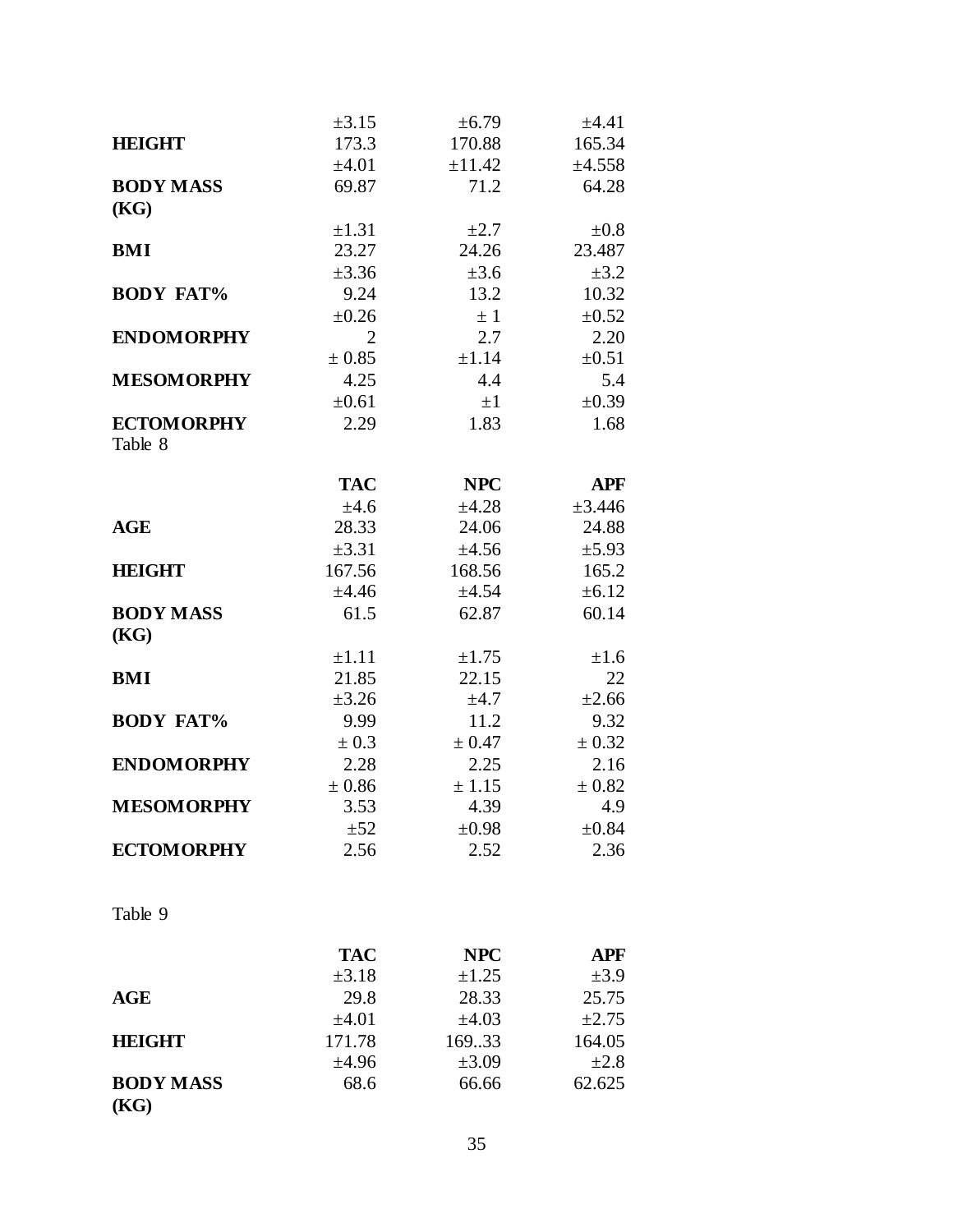| | | | |
|---|---|---|---|
| | ±3.15 | ±6.79 | ±4.41 |
| **HEIGHT** | 173.3 | 170.88 | 165.34 |
| | ±4.01 | ±11.42 | ±4.558 |
| **BODY MASS (KG)** | 69.87 | 71.2 | 64.28 |
| | ±1.31 | ±2.7 | ±0.8 |
| **BMI** | 23.27 | 24.26 | 23.487 |
| | ±3.36 | ±3.6 | ±3.2 |
| **BODY FAT%** | 9.24 | 13.2 | 10.32 |
| | ±0.26 | ± 1 | ±0.52 |
| **ENDOMORPHY** | 2 | 2.7 | 2.20 |
| | ± 0.85 | ±1.14 | ±0.51 |
| **MESOMORPHY** | 4.25 | 4.4 | 5.4 |
| | ±0.61 | ±1 | ±0.39 |
| **ECTOMORPHY** | 2.29 | 1.83 | 1.68 |

Table 8

| | **TAC** | **NPC** | **APF** |
|---|---|---|---|
| | ±4.6 | ±4.28 | ±3.446 |
| **AGE** | 28.33 | 24.06 | 24.88 |
| | ±3.31 | ±4.56 | ±5.93 |
| **HEIGHT** | 167.56 | 168.56 | 165.2 |
| | ±4.46 | ±4.54 | ±6.12 |
| **BODY MASS (KG)** | 61.5 | 62.87 | 60.14 |
| | ±1.11 | ±1.75 | ±1.6 |
| **BMI** | 21.85 | 22.15 | 22 |
| | ±3.26 | ±4.7 | ±2.66 |
| **BODY FAT%** | 9.99 | 11.2 | 9.32 |
| | ± 0.3 | ± 0.47 | ± 0.32 |
| **ENDOMORPHY** | 2.28 | 2.25 | 2.16 |
| | ± 0.86 | ± 1.15 | ± 0.82 |
| **MESOMORPHY** | 3.53 | 4.39 | 4.9 |
| | ±52 | ±0.98 | ±0.84 |
| **ECTOMORPHY** | 2.56 | 2.52 | 2.36 |

Table 9

| | **TAC** | **NPC** | **APF** |
|---|---|---|---|
| | ±3.18 | ±1.25 | ±3.9 |
| **AGE** | 29.8 | 28.33 | 25.75 |
| | ±4.01 | ±4.03 | ±2.75 |
| **HEIGHT** | 171.78 | 169..33 | 164.05 |
| | ±4.96 | ±3.09 | ±2.8 |
| **BODY MASS (KG)** | 68.6 | 66.66 | 62.625 |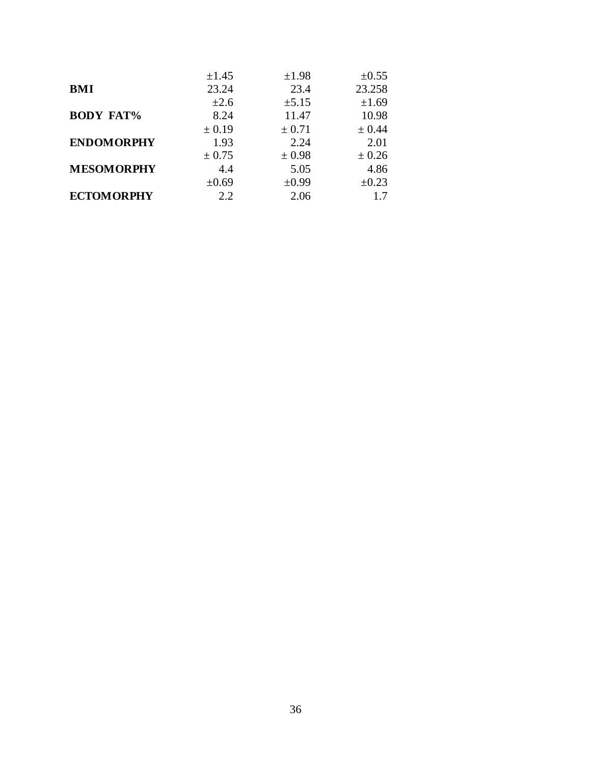| | | | |
|---|---|---|---|
| | ±1.45 | ±1.98 | ±0.55 |
| **BMI** | 23.24 | 23.4 | 23.258 |
| | ±2.6 | ±5.15 | ±1.69 |
| **BODY FAT%** | 8.24 | 11.47 | 10.98 |
| | ± 0.19 | ± 0.71 | ± 0.44 |
| **ENDOMORPHY** | 1.93 | 2.24 | 2.01 |
| | ± 0.75 | ± 0.98 | ± 0.26 |
| **MESOMORPHY** | 4.4 | 5.05 | 4.86 |
| | ±0.69 | ±0.99 | ±0.23 |
| **ECTOMORPHY** | 2.2 | 2.06 | 1.7 |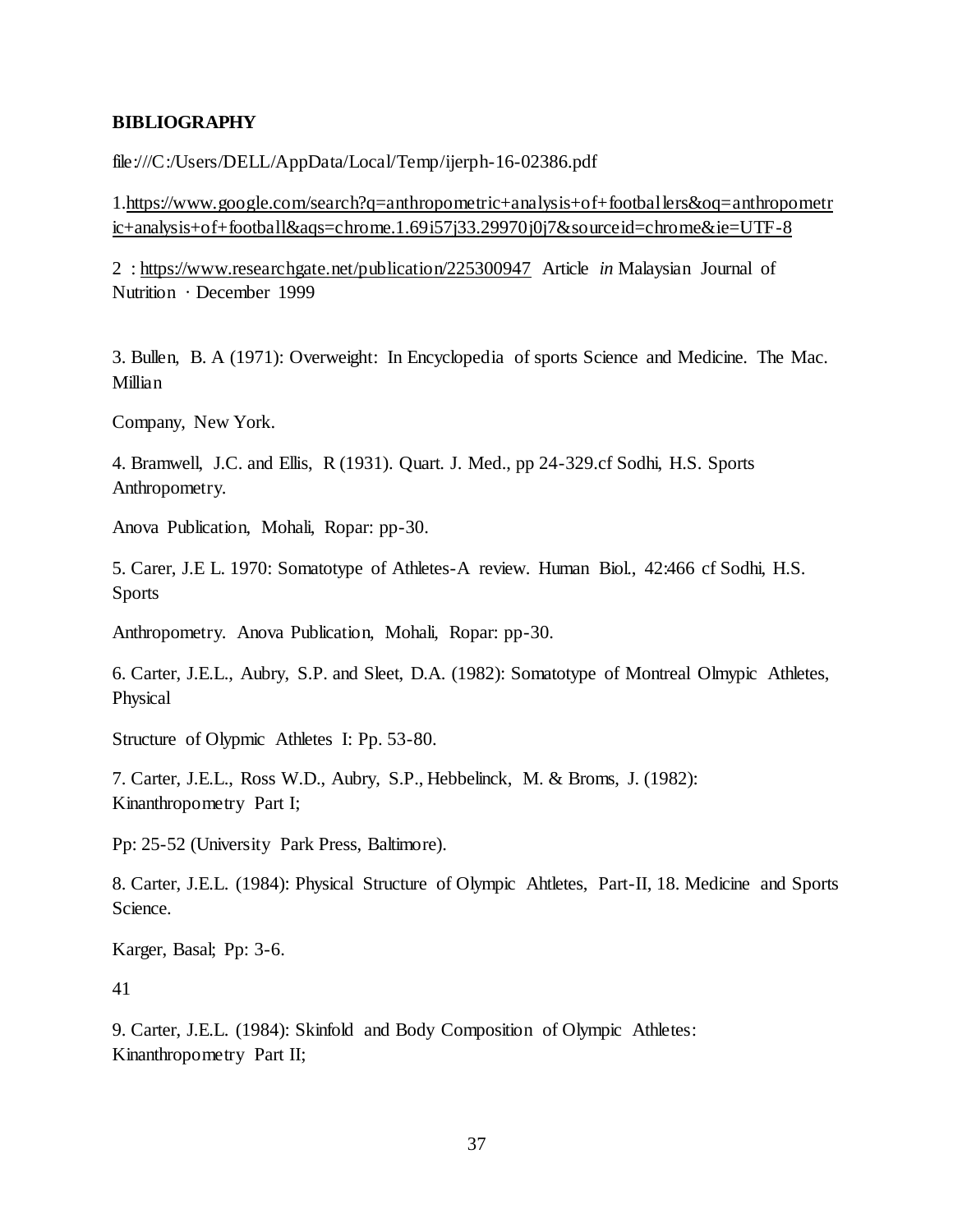**BIBLIOGRAPHY**

file:///C:/Users/DELL/AppData/Local/Temp/ijerph-16-02386.pdf

1.https://www.google.com/search?q=anthropometric+analysis+of+footballers&oq=anthropometric+analysis+of+football&aqs=chrome.1.69i57j33.29970j0j7&sourceid=chrome&ie=UTF-8

2 : https://www.researchgate.net/publication/225300947 Article *in* Malaysian Journal of Nutrition · December 1999

3. Bullen, B. A (1971): Overweight: In Encyclopedia of sports Science and Medicine. The Mac. Millian

Company, New York.

4. Bramwell, J.C. and Ellis, R (1931). Quart. J. Med., pp 24-329.cf Sodhi, H.S. Sports Anthropometry.

Anova Publication, Mohali, Ropar: pp-30.

5. Carer, J.E L. 1970: Somatotype of Athletes-A review. Human Biol., 42:466 cf Sodhi, H.S. Sports

Anthropometry. Anova Publication, Mohali, Ropar: pp-30.

6. Carter, J.E.L., Aubry, S.P. and Sleet, D.A. (1982): Somatotype of Montreal Olmypic Athletes, Physical

Structure of Olypmic Athletes I: Pp. 53-80.

7. Carter, J.E.L., Ross W.D., Aubry, S.P., Hebbelinck, M. & Broms, J. (1982): Kinanthropometry Part I;

Pp: 25-52 (University Park Press, Baltimore).

8. Carter, J.E.L. (1984): Physical Structure of Olympic Ahtletes, Part-II, 18. Medicine and Sports Science.

Karger, Basal; Pp: 3-6.

41

9. Carter, J.E.L. (1984): Skinfold and Body Composition of Olympic Athletes: Kinanthropometry Part II;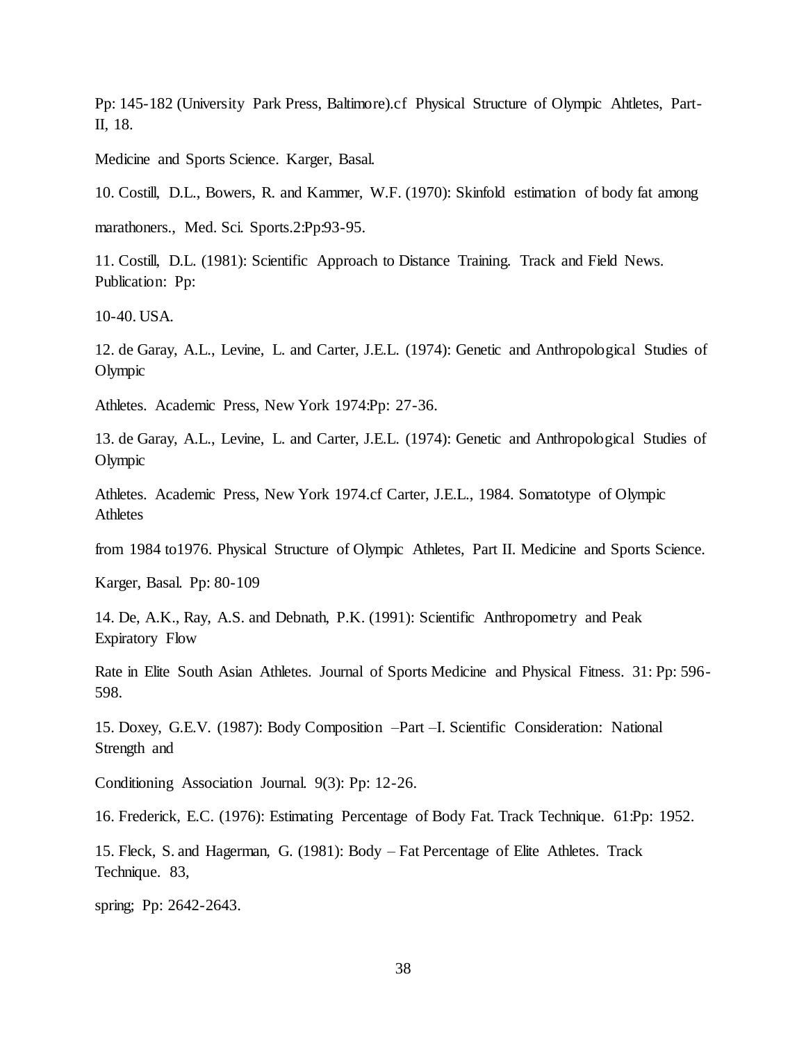Pp: 145-182 (University Park Press, Baltimore).cf Physical Structure of Olympic Ahtletes, Part-II, 18.

Medicine and Sports Science. Karger, Basal.

10. Costill, D.L., Bowers, R. and Kammer, W.F. (1970): Skinfold estimation of body fat among marathoners., Med. Sci. Sports.2:Pp:93-95.

11. Costill, D.L. (1981): Scientific Approach to Distance Training. Track and Field News. Publication: Pp: 10-40. USA.

12. de Garay, A.L., Levine, L. and Carter, J.E.L. (1974): Genetic and Anthropological Studies of Olympic Athletes. Academic Press, New York 1974:Pp: 27-36.

13. de Garay, A.L., Levine, L. and Carter, J.E.L. (1974): Genetic and Anthropological Studies of Olympic Athletes. Academic Press, New York 1974.cf Carter, J.E.L., 1984. Somatotype of Olympic Athletes from 1984 to1976. Physical Structure of Olympic Athletes, Part II. Medicine and Sports Science. Karger, Basal. Pp: 80-109

14. De, A.K., Ray, A.S. and Debnath, P.K. (1991): Scientific Anthropometry and Peak Expiratory Flow Rate in Elite South Asian Athletes. Journal of Sports Medicine and Physical Fitness. 31: Pp: 596-598.

15. Doxey, G.E.V. (1987): Body Composition –Part –I. Scientific Consideration: National Strength and Conditioning Association Journal. 9(3): Pp: 12-26.

16. Frederick, E.C. (1976): Estimating Percentage of Body Fat. Track Technique. 61:Pp: 1952.

15. Fleck, S. and Hagerman, G. (1981): Body – Fat Percentage of Elite Athletes. Track Technique. 83, spring; Pp: 2642-2643.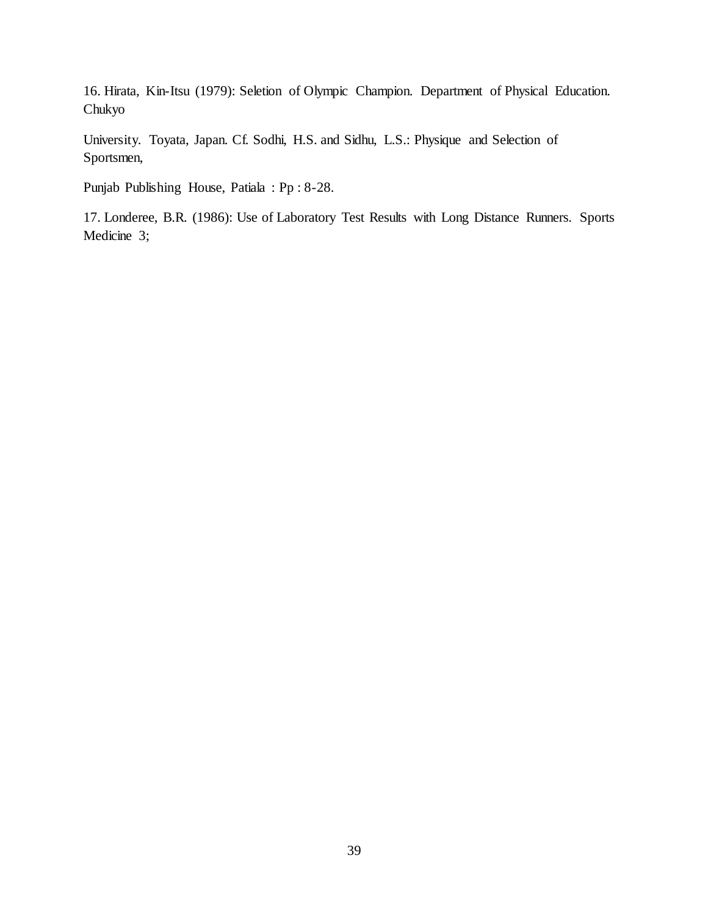16. Hirata, Kin-Itsu (1979): Seletion of Olympic Champion. Department of Physical Education. Chukyo University. Toyata, Japan. Cf. Sodhi, H.S. and Sidhu, L.S.: Physique and Selection of Sportsmen, Punjab Publishing House, Patiala : Pp : 8-28.

17. Londeree, B.R. (1986): Use of Laboratory Test Results with Long Distance Runners. Sports Medicine 3;